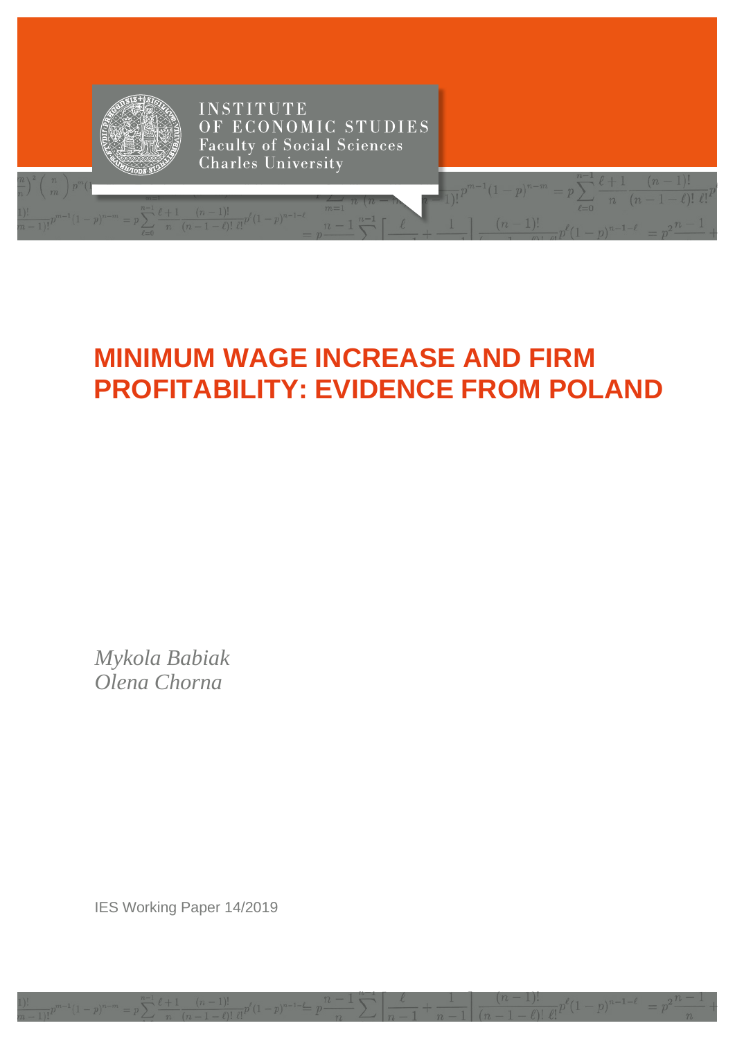INSTITUTE
OF ECONOMIC STUDIES
Faculty of Social Sciences
Charles University

# MINIMUM WAGE INCREASE AND FIRM PROFITABILITY: EVIDENCE FROM POLAND

*Mykola Babiak*
*Olena Chorna*

IES Working Paper 14/2019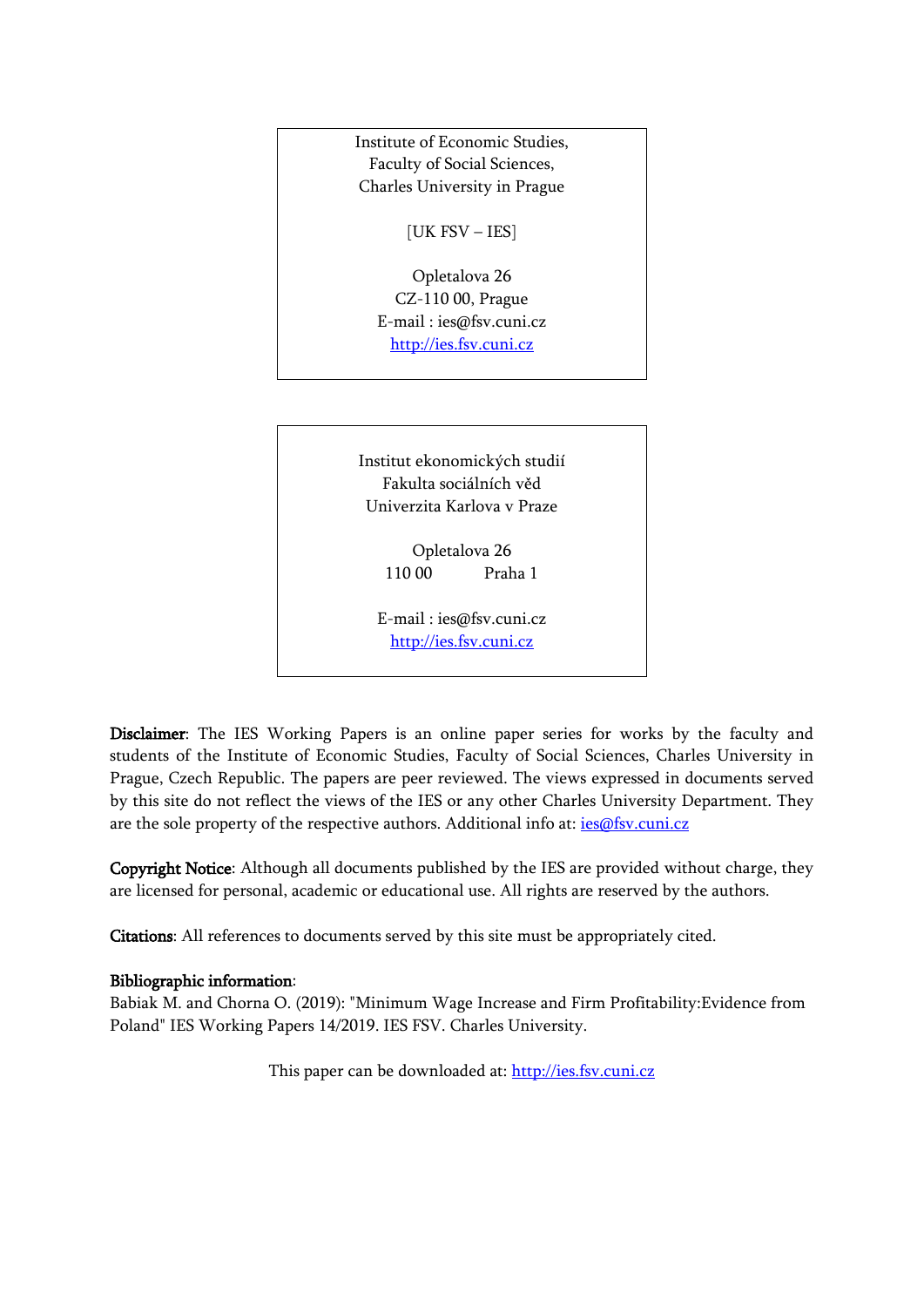Institute of Economic Studies,
Faculty of Social Sciences,
Charles University in Prague

[UK FSV – IES]

Opletalova 26
CZ-110 00, Prague
E-mail : ies@fsv.cuni.cz
http://ies.fsv.cuni.cz

Institut ekonomických studií
Fakulta sociálních věd
Univerzita Karlova v Praze

Opletalova 26
110 00 Praha 1

E-mail : ies@fsv.cuni.cz
http://ies.fsv.cuni.cz

**Disclaimer**: The IES Working Papers is an online paper series for works by the faculty and students of the Institute of Economic Studies, Faculty of Social Sciences, Charles University in Prague, Czech Republic. The papers are peer reviewed. The views expressed in documents served by this site do not reflect the views of the IES or any other Charles University Department. They are the sole property of the respective authors. Additional info at: ies@fsv.cuni.cz

**Copyright Notice**: Although all documents published by the IES are provided without charge, they are licensed for personal, academic or educational use. All rights are reserved by the authors.

**Citations**: All references to documents served by this site must be appropriately cited.

**Bibliographic information**:
Babiak M. and Chorna O. (2019): "Minimum Wage Increase and Firm Profitability:Evidence from Poland" IES Working Papers 14/2019. IES FSV. Charles University.

This paper can be downloaded at: http://ies.fsv.cuni.cz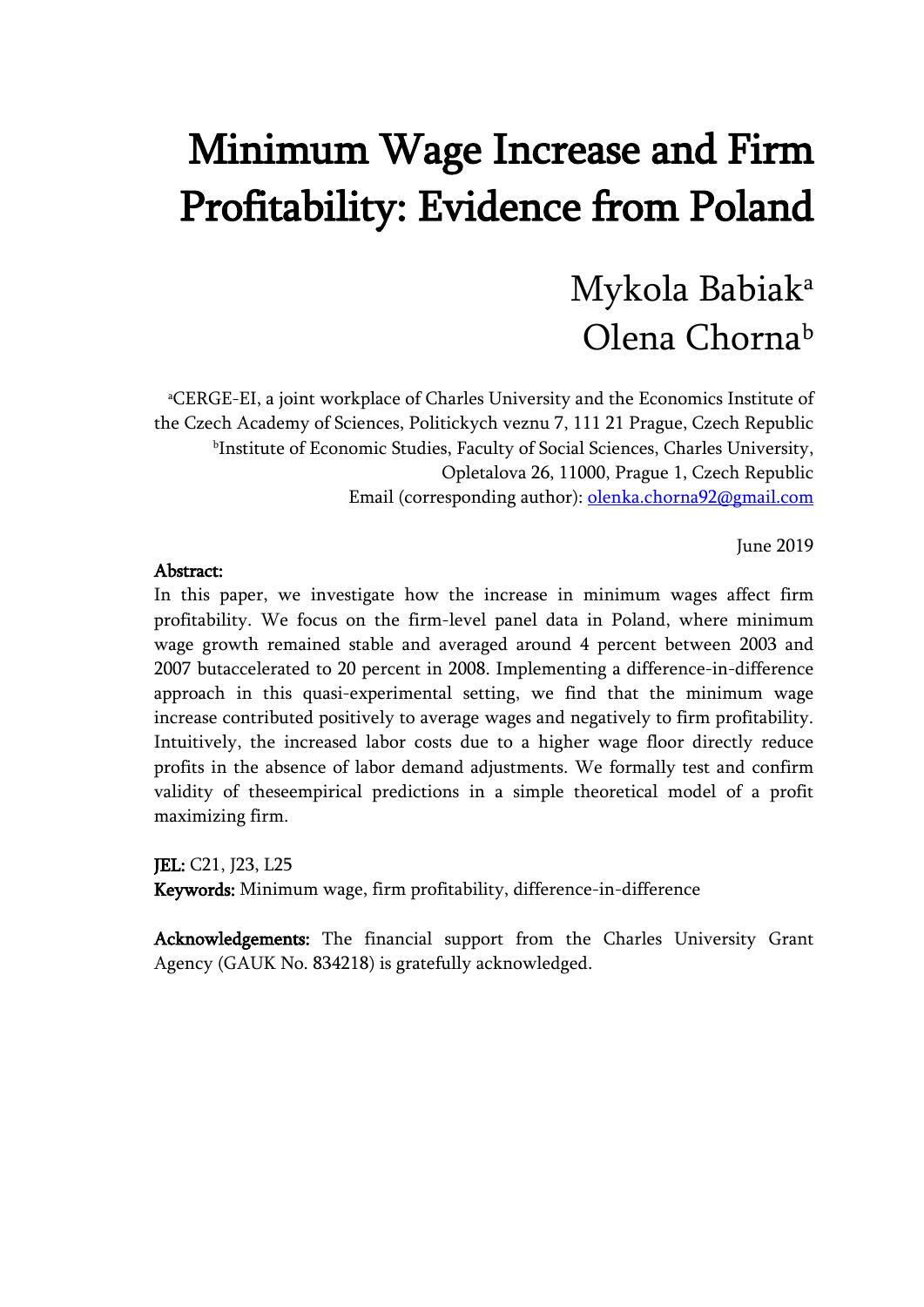# Minimum Wage Increase and Firm Profitability: Evidence from Poland

Mykola Babiak[a]
Olena Chorna[b]

[a]CERGE-EI, a joint workplace of Charles University and the Economics Institute of the Czech Academy of Sciences, Politickych veznu 7, 111 21 Prague, Czech Republic
[b]Institute of Economic Studies, Faculty of Social Sciences, Charles University, Opletalova 26, 11000, Prague 1, Czech Republic
Email (corresponding author): olenka.chorna92@gmail.com

June 2019

**Abstract:**
In this paper, we investigate how the increase in minimum wages affect firm profitability. We focus on the firm-level panel data in Poland, where minimum wage growth remained stable and averaged around 4 percent between 2003 and 2007 butaccelerated to 20 percent in 2008. Implementing a difference-in-difference approach in this quasi-experimental setting, we find that the minimum wage increase contributed positively to average wages and negatively to firm profitability. Intuitively, the increased labor costs due to a higher wage floor directly reduce profits in the absence of labor demand adjustments. We formally test and confirm validity of theseempirical predictions in a simple theoretical model of a profit maximizing firm.

**JEL:** C21, J23, L25
**Keywords:** Minimum wage, firm profitability, difference-in-difference

**Acknowledgements:** The financial support from the Charles University Grant Agency (GAUK No. 834218) is gratefully acknowledged.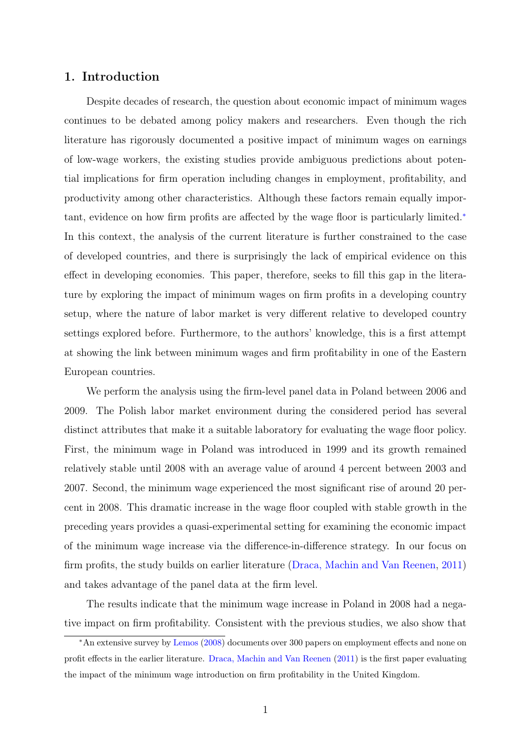## 1. Introduction

Despite decades of research, the question about economic impact of minimum wages continues to be debated among policy makers and researchers. Even though the rich literature has rigorously documented a positive impact of minimum wages on earnings of low-wage workers, the existing studies provide ambiguous predictions about potential implications for firm operation including changes in employment, profitability, and productivity among other characteristics. Although these factors remain equally important, evidence on how firm profits are affected by the wage floor is particularly limited.[*] In this context, the analysis of the current literature is further constrained to the case of developed countries, and there is surprisingly the lack of empirical evidence on this effect in developing economies. This paper, therefore, seeks to fill this gap in the literature by exploring the impact of minimum wages on firm profits in a developing country setup, where the nature of labor market is very different relative to developed country settings explored before. Furthermore, to the authors' knowledge, this is a first attempt at showing the link between minimum wages and firm profitability in one of the Eastern European countries.

We perform the analysis using the firm-level panel data in Poland between 2006 and 2009. The Polish labor market environment during the considered period has several distinct attributes that make it a suitable laboratory for evaluating the wage floor policy. First, the minimum wage in Poland was introduced in 1999 and its growth remained relatively stable until 2008 with an average value of around 4 percent between 2003 and 2007. Second, the minimum wage experienced the most significant rise of around 20 percent in 2008. This dramatic increase in the wage floor coupled with stable growth in the preceding years provides a quasi-experimental setting for examining the economic impact of the minimum wage increase via the difference-in-difference strategy. In our focus on firm profits, the study builds on earlier literature (Draca, Machin and Van Reenen, 2011) and takes advantage of the panel data at the firm level.

The results indicate that the minimum wage increase in Poland in 2008 had a negative impact on firm profitability. Consistent with the previous studies, we also show that

[*] An extensive survey by Lemos (2008) documents over 300 papers on employment effects and none on profit effects in the earlier literature. Draca, Machin and Van Reenen (2011) is the first paper evaluating the impact of the minimum wage introduction on firm profitability in the United Kingdom.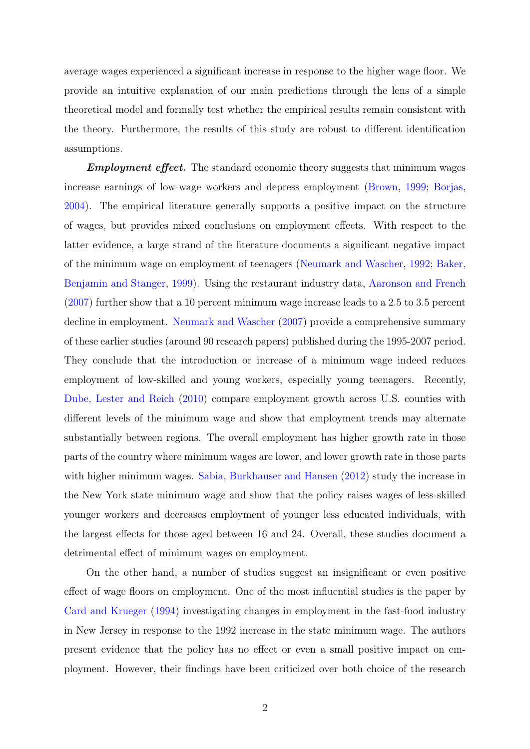average wages experienced a significant increase in response to the higher wage floor. We provide an intuitive explanation of our main predictions through the lens of a simple theoretical model and formally test whether the empirical results remain consistent with the theory. Furthermore, the results of this study are robust to different identification assumptions.

***Employment effect.*** The standard economic theory suggests that minimum wages increase earnings of low-wage workers and depress employment (Brown, 1999; Borjas, 2004). The empirical literature generally supports a positive impact on the structure of wages, but provides mixed conclusions on employment effects. With respect to the latter evidence, a large strand of the literature documents a significant negative impact of the minimum wage on employment of teenagers (Neumark and Wascher, 1992; Baker, Benjamin and Stanger, 1999). Using the restaurant industry data, Aaronson and French (2007) further show that a 10 percent minimum wage increase leads to a 2.5 to 3.5 percent decline in employment. Neumark and Wascher (2007) provide a comprehensive summary of these earlier studies (around 90 research papers) published during the 1995-2007 period. They conclude that the introduction or increase of a minimum wage indeed reduces employment of low-skilled and young workers, especially young teenagers. Recently, Dube, Lester and Reich (2010) compare employment growth across U.S. counties with different levels of the minimum wage and show that employment trends may alternate substantially between regions. The overall employment has higher growth rate in those parts of the country where minimum wages are lower, and lower growth rate in those parts with higher minimum wages. Sabia, Burkhauser and Hansen (2012) study the increase in the New York state minimum wage and show that the policy raises wages of less-skilled younger workers and decreases employment of younger less educated individuals, with the largest effects for those aged between 16 and 24. Overall, these studies document a detrimental effect of minimum wages on employment.

On the other hand, a number of studies suggest an insignificant or even positive effect of wage floors on employment. One of the most influential studies is the paper by Card and Krueger (1994) investigating changes in employment in the fast-food industry in New Jersey in response to the 1992 increase in the state minimum wage. The authors present evidence that the policy has no effect or even a small positive impact on employment. However, their findings have been criticized over both choice of the research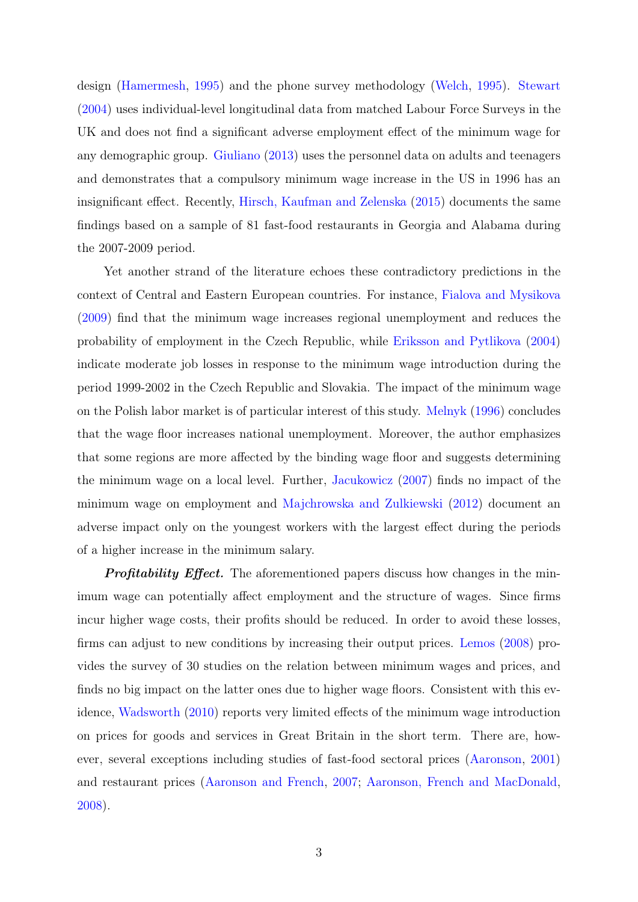design (Hamermesh, 1995) and the phone survey methodology (Welch, 1995). Stewart (2004) uses individual-level longitudinal data from matched Labour Force Surveys in the UK and does not find a significant adverse employment effect of the minimum wage for any demographic group. Giuliano (2013) uses the personnel data on adults and teenagers and demonstrates that a compulsory minimum wage increase in the US in 1996 has an insignificant effect. Recently, Hirsch, Kaufman and Zelenska (2015) documents the same findings based on a sample of 81 fast-food restaurants in Georgia and Alabama during the 2007-2009 period.

Yet another strand of the literature echoes these contradictory predictions in the context of Central and Eastern European countries. For instance, Fialova and Mysikova (2009) find that the minimum wage increases regional unemployment and reduces the probability of employment in the Czech Republic, while Eriksson and Pytlikova (2004) indicate moderate job losses in response to the minimum wage introduction during the period 1999-2002 in the Czech Republic and Slovakia. The impact of the minimum wage on the Polish labor market is of particular interest of this study. Melnyk (1996) concludes that the wage floor increases national unemployment. Moreover, the author emphasizes that some regions are more affected by the binding wage floor and suggests determining the minimum wage on a local level. Further, Jacukowicz (2007) finds no impact of the minimum wage on employment and Majchrowska and Zulkiewski (2012) document an adverse impact only on the youngest workers with the largest effect during the periods of a higher increase in the minimum salary.

***Profitability Effect.*** The aforementioned papers discuss how changes in the minimum wage can potentially affect employment and the structure of wages. Since firms incur higher wage costs, their profits should be reduced. In order to avoid these losses, firms can adjust to new conditions by increasing their output prices. Lemos (2008) provides the survey of 30 studies on the relation between minimum wages and prices, and finds no big impact on the latter ones due to higher wage floors. Consistent with this evidence, Wadsworth (2010) reports very limited effects of the minimum wage introduction on prices for goods and services in Great Britain in the short term. There are, however, several exceptions including studies of fast-food sectoral prices (Aaronson, 2001) and restaurant prices (Aaronson and French, 2007; Aaronson, French and MacDonald, 2008).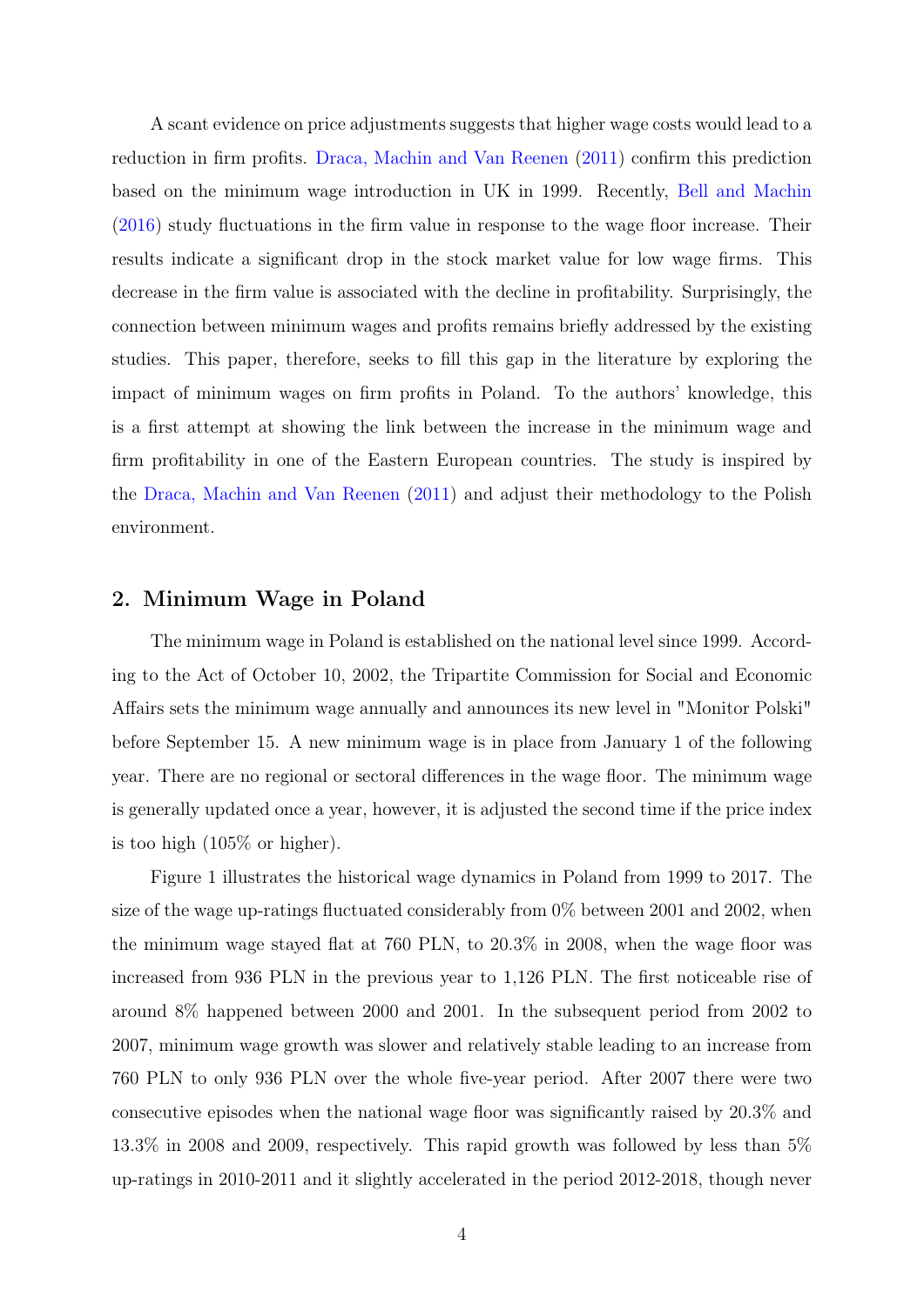A scant evidence on price adjustments suggests that higher wage costs would lead to a reduction in firm profits. Draca, Machin and Van Reenen (2011) confirm this prediction based on the minimum wage introduction in UK in 1999. Recently, Bell and Machin (2016) study fluctuations in the firm value in response to the wage floor increase. Their results indicate a significant drop in the stock market value for low wage firms. This decrease in the firm value is associated with the decline in profitability. Surprisingly, the connection between minimum wages and profits remains briefly addressed by the existing studies. This paper, therefore, seeks to fill this gap in the literature by exploring the impact of minimum wages on firm profits in Poland. To the authors' knowledge, this is a first attempt at showing the link between the increase in the minimum wage and firm profitability in one of the Eastern European countries. The study is inspired by the Draca, Machin and Van Reenen (2011) and adjust their methodology to the Polish environment.

## 2. Minimum Wage in Poland

The minimum wage in Poland is established on the national level since 1999. According to the Act of October 10, 2002, the Tripartite Commission for Social and Economic Affairs sets the minimum wage annually and announces its new level in "Monitor Polski" before September 15. A new minimum wage is in place from January 1 of the following year. There are no regional or sectoral differences in the wage floor. The minimum wage is generally updated once a year, however, it is adjusted the second time if the price index is too high (105% or higher).

Figure 1 illustrates the historical wage dynamics in Poland from 1999 to 2017. The size of the wage up-ratings fluctuated considerably from 0% between 2001 and 2002, when the minimum wage stayed flat at 760 PLN, to 20.3% in 2008, when the wage floor was increased from 936 PLN in the previous year to 1,126 PLN. The first noticeable rise of around 8% happened between 2000 and 2001. In the subsequent period from 2002 to 2007, minimum wage growth was slower and relatively stable leading to an increase from 760 PLN to only 936 PLN over the whole five-year period. After 2007 there were two consecutive episodes when the national wage floor was significantly raised by 20.3% and 13.3% in 2008 and 2009, respectively. This rapid growth was followed by less than 5% up-ratings in 2010-2011 and it slightly accelerated in the period 2012-2018, though never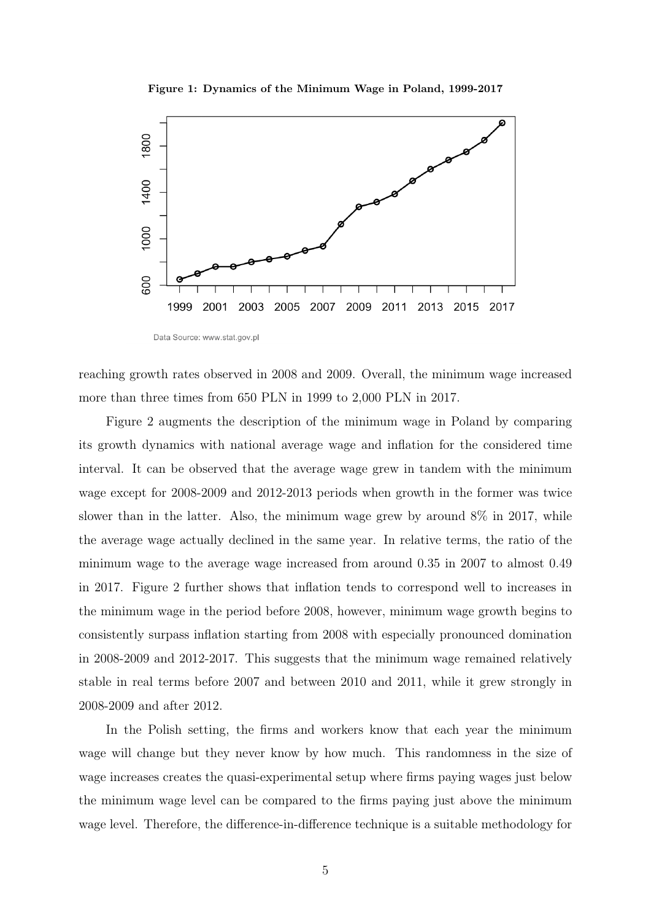**Figure 1: Dynamics of the Minimum Wage in Poland, 1999-2017**

Data Source: www.stat.gov.pl

reaching growth rates observed in 2008 and 2009. Overall, the minimum wage increased more than three times from 650 PLN in 1999 to 2,000 PLN in 2017.

Figure 2 augments the description of the minimum wage in Poland by comparing its growth dynamics with national average wage and inflation for the considered time interval. It can be observed that the average wage grew in tandem with the minimum wage except for 2008-2009 and 2012-2013 periods when growth in the former was twice slower than in the latter. Also, the minimum wage grew by around 8% in 2017, while the average wage actually declined in the same year. In relative terms, the ratio of the minimum wage to the average wage increased from around 0.35 in 2007 to almost 0.49 in 2017. Figure 2 further shows that inflation tends to correspond well to increases in the minimum wage in the period before 2008, however, minimum wage growth begins to consistently surpass inflation starting from 2008 with especially pronounced domination in 2008-2009 and 2012-2017. This suggests that the minimum wage remained relatively stable in real terms before 2007 and between 2010 and 2011, while it grew strongly in 2008-2009 and after 2012.

In the Polish setting, the firms and workers know that each year the minimum wage will change but they never know by how much. This randomness in the size of wage increases creates the quasi-experimental setup where firms paying wages just below the minimum wage level can be compared to the firms paying just above the minimum wage level. Therefore, the difference-in-difference technique is a suitable methodology for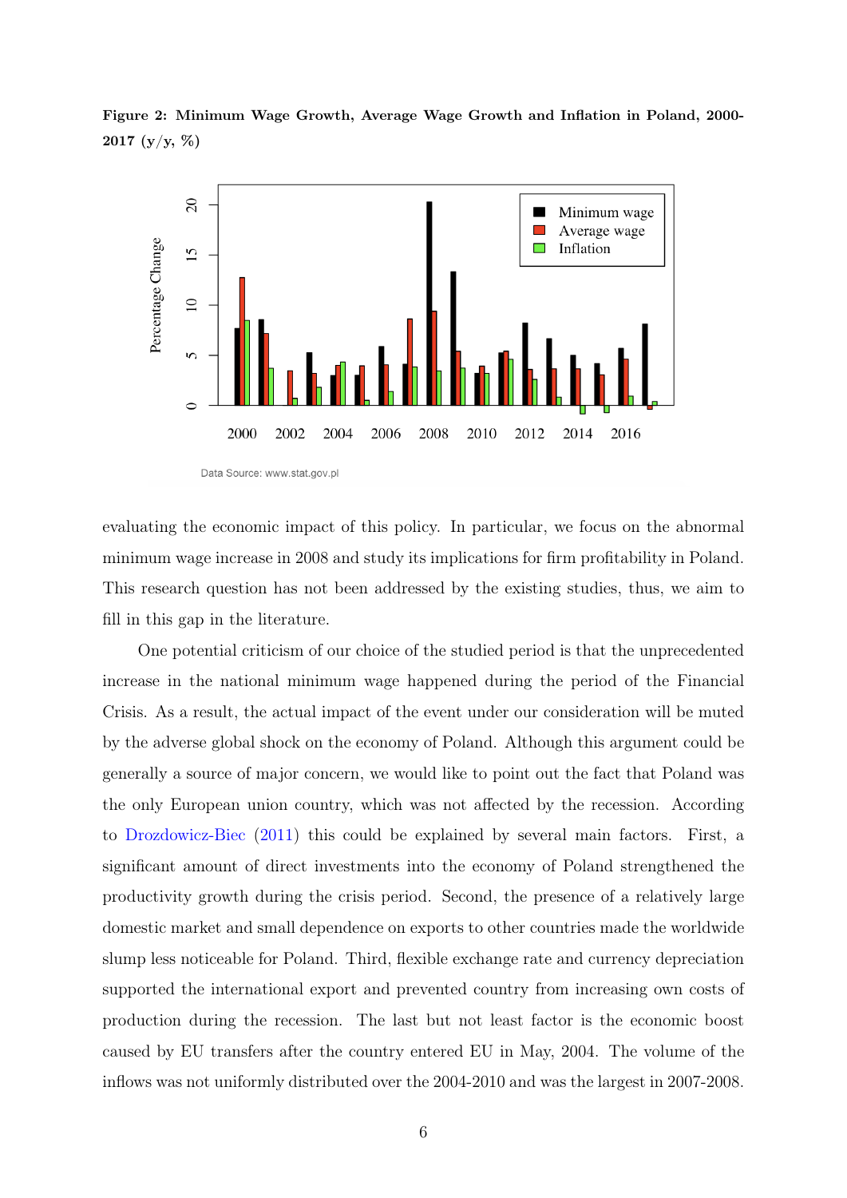**Figure 2: Minimum Wage Growth, Average Wage Growth and Inflation in Poland, 2000-2017 (y/y, %)**

Data Source: www.stat.gov.pl

evaluating the economic impact of this policy. In particular, we focus on the abnormal minimum wage increase in 2008 and study its implications for firm profitability in Poland. This research question has not been addressed by the existing studies, thus, we aim to fill in this gap in the literature.

One potential criticism of our choice of the studied period is that the unprecedented increase in the national minimum wage happened during the period of the Financial Crisis. As a result, the actual impact of the event under our consideration will be muted by the adverse global shock on the economy of Poland. Although this argument could be generally a source of major concern, we would like to point out the fact that Poland was the only European union country, which was not affected by the recession. According to Drozdowicz-Biec (2011) this could be explained by several main factors. First, a significant amount of direct investments into the economy of Poland strengthened the productivity growth during the crisis period. Second, the presence of a relatively large domestic market and small dependence on exports to other countries made the worldwide slump less noticeable for Poland. Third, flexible exchange rate and currency depreciation supported the international export and prevented country from increasing own costs of production during the recession. The last but not least factor is the economic boost caused by EU transfers after the country entered EU in May, 2004. The volume of the inflows was not uniformly distributed over the 2004-2010 and was the largest in 2007-2008.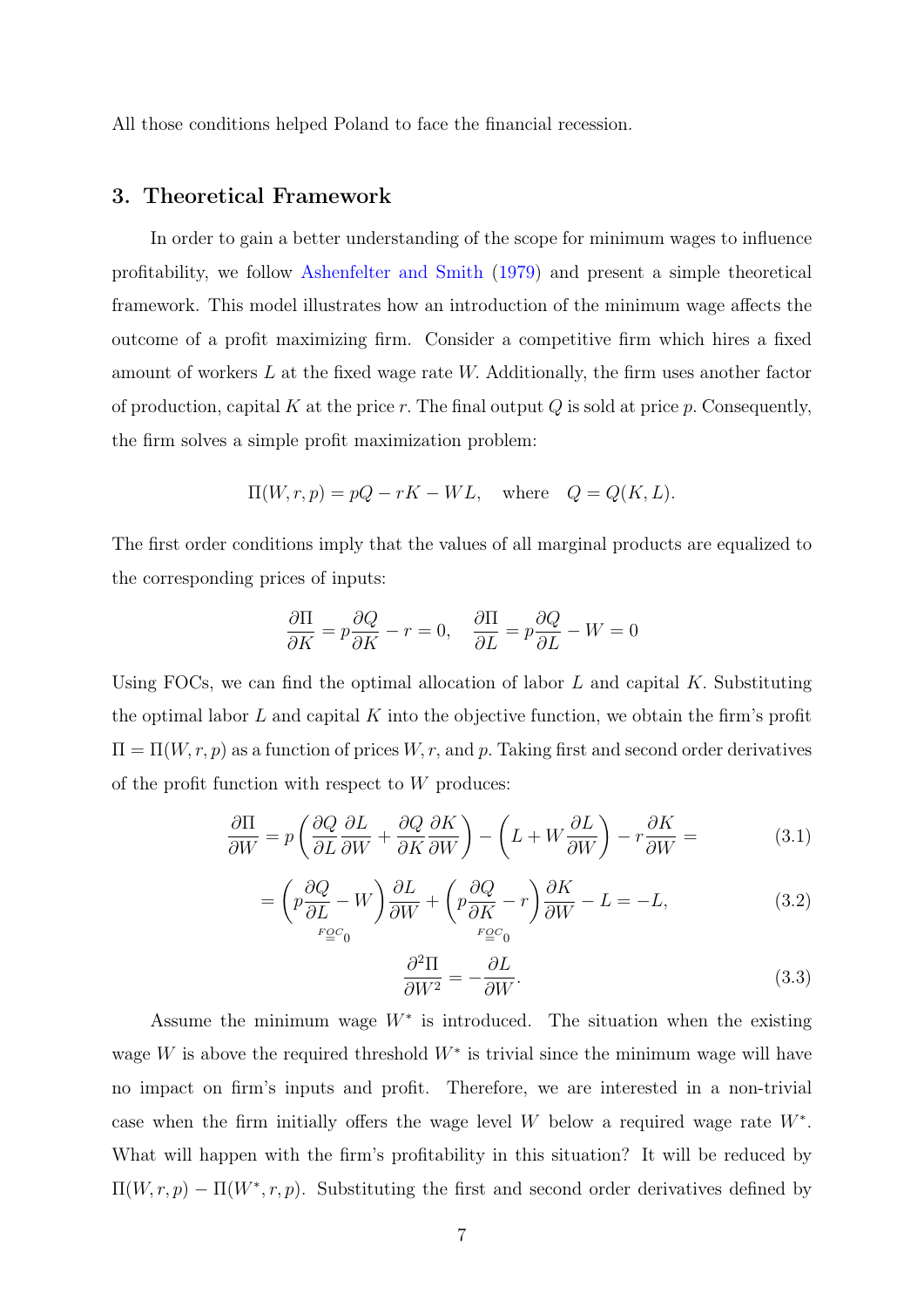All those conditions helped Poland to face the financial recession.

## 3. Theoretical Framework

In order to gain a better understanding of the scope for minimum wages to influence profitability, we follow Ashenfelter and Smith (1979) and present a simple theoretical framework. This model illustrates how an introduction of the minimum wage affects the outcome of a profit maximizing firm. Consider a competitive firm which hires a fixed amount of workers $L$ at the fixed wage rate $W$. Additionally, the firm uses another factor of production, capital $K$ at the price $r$. The final output $Q$ is sold at price $p$. Consequently, the firm solves a simple profit maximization problem:

$$\Pi(W, r, p) = pQ - rK - WL, \quad \text{where} \quad Q = Q(K, L).$$

The first order conditions imply that the values of all marginal products are equalized to the corresponding prices of inputs:

$$\frac{\partial \Pi}{\partial K} = p\frac{\partial Q}{\partial K} - r = 0, \quad \frac{\partial \Pi}{\partial L} = p\frac{\partial Q}{\partial L} - W = 0$$

Using FOCs, we can find the optimal allocation of labor $L$ and capital $K$. Substituting the optimal labor $L$ and capital $K$ into the objective function, we obtain the firm's profit $\Pi = \Pi(W, r, p)$ as a function of prices $W, r$, and $p$. Taking first and second order derivatives of the profit function with respect to $W$ produces:

$$\frac{\partial \Pi}{\partial W} = p\left(\frac{\partial Q}{\partial L}\frac{\partial L}{\partial W} + \frac{\partial Q}{\partial K}\frac{\partial K}{\partial W}\right) - \left(L + W\frac{\partial L}{\partial W}\right) - r\frac{\partial K}{\partial W} = \tag{3.1}$$

$$= \underbrace{\left(p\frac{\partial Q}{\partial L} - W\right)}_{\overset{FOC}{=}0}\frac{\partial L}{\partial W} + \underbrace{\left(p\frac{\partial Q}{\partial K} - r\right)}_{\overset{FOC}{=}0}\frac{\partial K}{\partial W} - L = -L, \tag{3.2}$$

$$\frac{\partial^2 \Pi}{\partial W^2} = -\frac{\partial L}{\partial W}. \tag{3.3}$$

Assume the minimum wage $W^*$ is introduced. The situation when the existing wage $W$ is above the required threshold $W^*$ is trivial since the minimum wage will have no impact on firm's inputs and profit. Therefore, we are interested in a non-trivial case when the firm initially offers the wage level $W$ below a required wage rate $W^*$. What will happen with the firm's profitability in this situation? It will be reduced by $\Pi(W, r, p) - \Pi(W^*, r, p)$. Substituting the first and second order derivatives defined by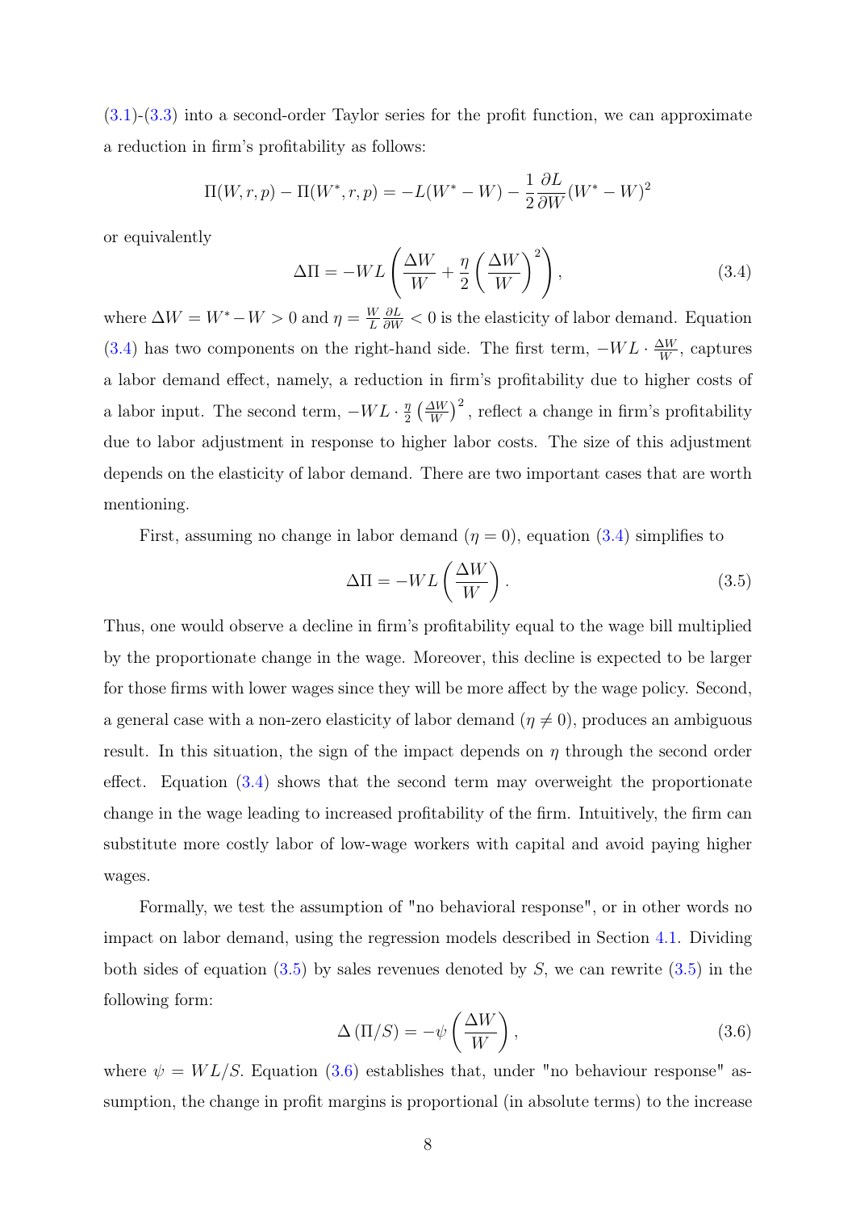(3.1)-(3.3) into a second-order Taylor series for the profit function, we can approximate a reduction in firm's profitability as follows:

$$\Pi(W, r, p) - \Pi(W^*, r, p) = -L(W^* - W) - \frac{1}{2}\frac{\partial L}{\partial W}(W^* - W)^2$$

or equivalently

$$\Delta\Pi = -WL\left(\frac{\Delta W}{W} + \frac{\eta}{2}\left(\frac{\Delta W}{W}\right)^2\right), \tag{3.4}$$

where $\Delta W = W^* - W > 0$ and $\eta = \frac{W}{L}\frac{\partial L}{\partial W} < 0$ is the elasticity of labor demand. Equation (3.4) has two components on the right-hand side. The first term, $-WL \cdot \frac{\Delta W}{W}$, captures a labor demand effect, namely, a reduction in firm's profitability due to higher costs of a labor input. The second term, $-WL \cdot \frac{\eta}{2}\left(\frac{\Delta W}{W}\right)^2$, reflect a change in firm's profitability due to labor adjustment in response to higher labor costs. The size of this adjustment depends on the elasticity of labor demand. There are two important cases that are worth mentioning.

First, assuming no change in labor demand ($\eta = 0$), equation (3.4) simplifies to

$$\Delta\Pi = -WL\left(\frac{\Delta W}{W}\right). \tag{3.5}$$

Thus, one would observe a decline in firm's profitability equal to the wage bill multiplied by the proportionate change in the wage. Moreover, this decline is expected to be larger for those firms with lower wages since they will be more affect by the wage policy. Second, a general case with a non-zero elasticity of labor demand ($\eta \neq 0$), produces an ambiguous result. In this situation, the sign of the impact depends on $\eta$ through the second order effect. Equation (3.4) shows that the second term may overweight the proportionate change in the wage leading to increased profitability of the firm. Intuitively, the firm can substitute more costly labor of low-wage workers with capital and avoid paying higher wages.

Formally, we test the assumption of "no behavioral response", or in other words no impact on labor demand, using the regression models described in Section 4.1. Dividing both sides of equation (3.5) by sales revenues denoted by $S$, we can rewrite (3.5) in the following form:

$$\Delta\left(\Pi/S\right) = -\psi\left(\frac{\Delta W}{W}\right), \tag{3.6}$$

where $\psi = WL/S$. Equation (3.6) establishes that, under "no behaviour response" assumption, the change in profit margins is proportional (in absolute terms) to the increase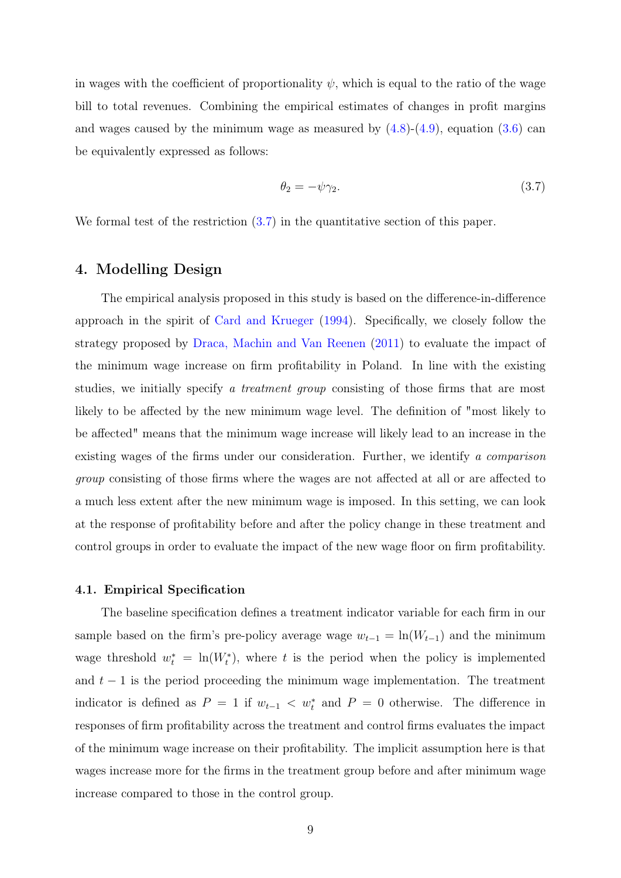in wages with the coefficient of proportionality $\psi$, which is equal to the ratio of the wage bill to total revenues. Combining the empirical estimates of changes in profit margins and wages caused by the minimum wage as measured by (4.8)-(4.9), equation (3.6) can be equivalently expressed as follows:

$$\theta_2 = -\psi\gamma_2. \tag{3.7}$$

We formal test of the restriction (3.7) in the quantitative section of this paper.

## 4. Modelling Design

The empirical analysis proposed in this study is based on the difference-in-difference approach in the spirit of Card and Krueger (1994). Specifically, we closely follow the strategy proposed by Draca, Machin and Van Reenen (2011) to evaluate the impact of the minimum wage increase on firm profitability in Poland. In line with the existing studies, we initially specify *a treatment group* consisting of those firms that are most likely to be affected by the new minimum wage level. The definition of "most likely to be affected" means that the minimum wage increase will likely lead to an increase in the existing wages of the firms under our consideration. Further, we identify *a comparison group* consisting of those firms where the wages are not affected at all or are affected to a much less extent after the new minimum wage is imposed. In this setting, we can look at the response of profitability before and after the policy change in these treatment and control groups in order to evaluate the impact of the new wage floor on firm profitability.

### 4.1. Empirical Specification

The baseline specification defines a treatment indicator variable for each firm in our sample based on the firm's pre-policy average wage $w_{t-1} = \ln(W_{t-1})$ and the minimum wage threshold $w_t^* = \ln(W_t^*)$, where $t$ is the period when the policy is implemented and $t-1$ is the period proceeding the minimum wage implementation. The treatment indicator is defined as $P = 1$ if $w_{t-1} < w_t^*$ and $P = 0$ otherwise. The difference in responses of firm profitability across the treatment and control firms evaluates the impact of the minimum wage increase on their profitability. The implicit assumption here is that wages increase more for the firms in the treatment group before and after minimum wage increase compared to those in the control group.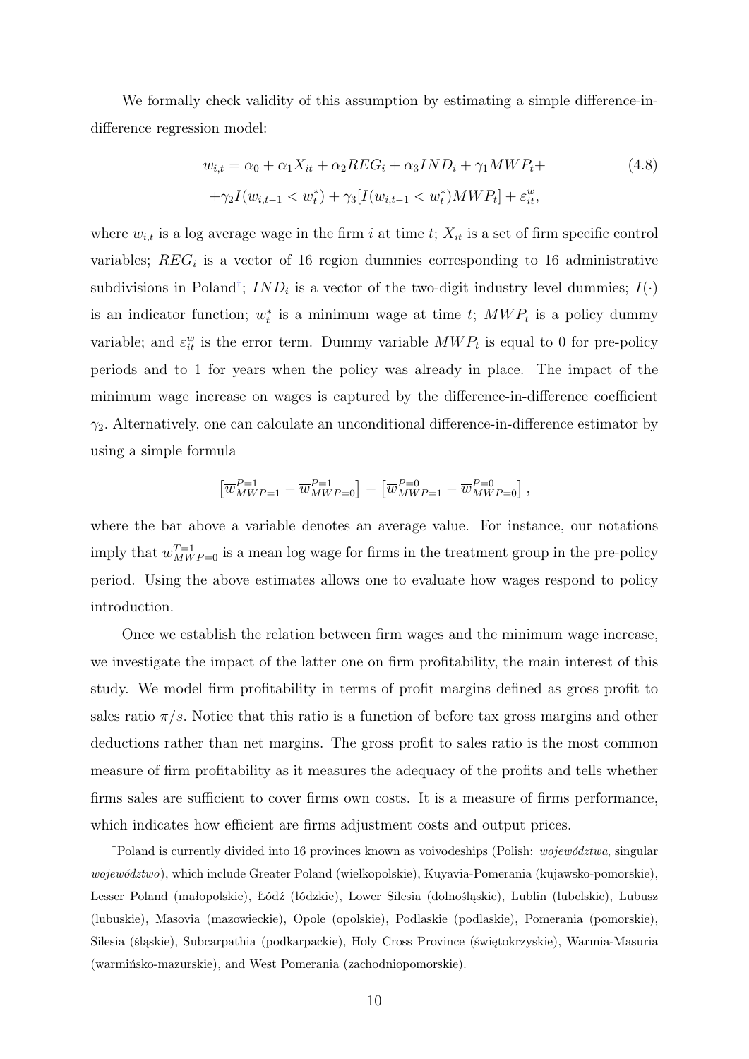We formally check validity of this assumption by estimating a simple difference-in-difference regression model:

$$
\begin{aligned}
w_{i,t} &= \alpha_0 + \alpha_1 X_{it} + \alpha_2 REG_i + \alpha_3 IND_i + \gamma_1 MWP_t + \\
&+ \gamma_2 I(w_{i,t-1} < w_t^*) + \gamma_3 [I(w_{i,t-1} < w_t^*) MWP_t] + \varepsilon_{it}^w,
\end{aligned}
\tag{4.8}
$$

where $w_{i,t}$ is a log average wage in the firm $i$ at time $t$; $X_{it}$ is a set of firm specific control variables; $REG_i$ is a vector of 16 region dummies corresponding to 16 administrative subdivisions in Poland[†]; $IND_i$ is a vector of the two-digit industry level dummies; $I(\cdot)$ is an indicator function; $w_t^*$ is a minimum wage at time $t$; $MWP_t$ is a policy dummy variable; and $\varepsilon_{it}^w$ is the error term. Dummy variable $MWP_t$ is equal to 0 for pre-policy periods and to 1 for years when the policy was already in place. The impact of the minimum wage increase on wages is captured by the difference-in-difference coefficient $\gamma_2$. Alternatively, one can calculate an unconditional difference-in-difference estimator by using a simple formula

$$
\left[\overline{w}_{MWP=1}^{P=1} - \overline{w}_{MWP=0}^{P=1}\right] - \left[\overline{w}_{MWP=1}^{P=0} - \overline{w}_{MWP=0}^{P=0}\right],
$$

where the bar above a variable denotes an average value. For instance, our notations imply that $\overline{w}_{MWP=0}^{T=1}$ is a mean log wage for firms in the treatment group in the pre-policy period. Using the above estimates allows one to evaluate how wages respond to policy introduction.

Once we establish the relation between firm wages and the minimum wage increase, we investigate the impact of the latter one on firm profitability, the main interest of this study. We model firm profitability in terms of profit margins defined as gross profit to sales ratio $\pi/s$. Notice that this ratio is a function of before tax gross margins and other deductions rather than net margins. The gross profit to sales ratio is the most common measure of firm profitability as it measures the adequacy of the profits and tells whether firms sales are sufficient to cover firms own costs. It is a measure of firms performance, which indicates how efficient are firms adjustment costs and output prices.

[†]Poland is currently divided into 16 provinces known as voivodeships (Polish: *województwa*, singular *województwo*), which include Greater Poland (wielkopolskie), Kuyavia-Pomerania (kujawsko-pomorskie), Lesser Poland (małopolskie), Łódź (łódzkie), Lower Silesia (dolnośląskie), Lublin (lubelskie), Lubusz (lubuskie), Masovia (mazowieckie), Opole (opolskie), Podlaskie (podlaskie), Pomerania (pomorskie), Silesia (śląskie), Subcarpathia (podkarpackie), Holy Cross Province (świętokrzyskie), Warmia-Masuria (warmińsko-mazurskie), and West Pomerania (zachodniopomorskie).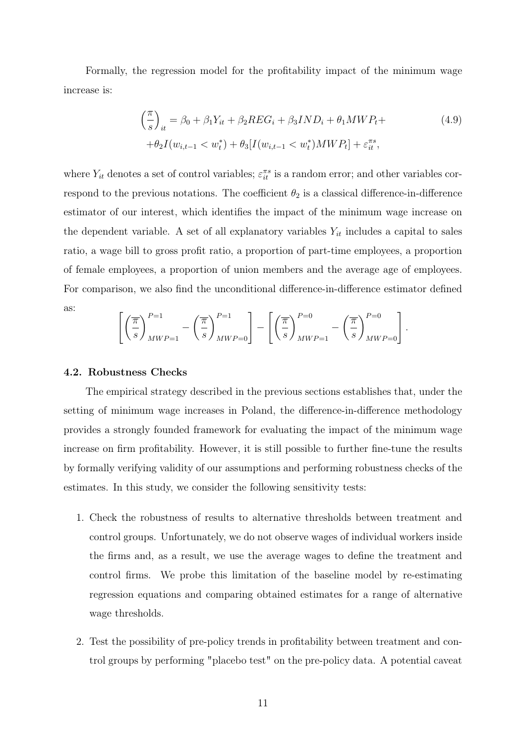Formally, the regression model for the profitability impact of the minimum wage increase is:

$$\left(\frac{\pi}{s}\right)_{it} = \beta_0 + \beta_1 Y_{it} + \beta_2 REG_i + \beta_3 IND_i + \theta_1 MWP_t + \\ + \theta_2 I(w_{i,t-1} < w_t^*) + \theta_3 [I(w_{i,t-1} < w_t^*) MWP_t] + \varepsilon_{it}^{\pi s}, \tag{4.9}$$

where $Y_{it}$ denotes a set of control variables; $\varepsilon_{it}^{\pi s}$ is a random error; and other variables correspond to the previous notations. The coefficient $\theta_2$ is a classical difference-in-difference estimator of our interest, which identifies the impact of the minimum wage increase on the dependent variable. A set of all explanatory variables $Y_{it}$ includes a capital to sales ratio, a wage bill to gross profit ratio, a proportion of part-time employees, a proportion of female employees, a proportion of union members and the average age of employees. For comparison, we also find the unconditional difference-in-difference estimator defined as:

$$\left[\left(\frac{\pi}{s}\right)_{MWP=1}^{P=1} - \left(\frac{\pi}{s}\right)_{MWP=0}^{P=1}\right] - \left[\left(\frac{\pi}{s}\right)_{MWP=1}^{P=0} - \left(\frac{\pi}{s}\right)_{MWP=0}^{P=0}\right].$$

### 4.2. Robustness Checks

The empirical strategy described in the previous sections establishes that, under the setting of minimum wage increases in Poland, the difference-in-difference methodology provides a strongly founded framework for evaluating the impact of the minimum wage increase on firm profitability. However, it is still possible to further fine-tune the results by formally verifying validity of our assumptions and performing robustness checks of the estimates. In this study, we consider the following sensitivity tests:

1. Check the robustness of results to alternative thresholds between treatment and control groups. Unfortunately, we do not observe wages of individual workers inside the firms and, as a result, we use the average wages to define the treatment and control firms. We probe this limitation of the baseline model by re-estimating regression equations and comparing obtained estimates for a range of alternative wage thresholds.

2. Test the possibility of pre-policy trends in profitability between treatment and control groups by performing "placebo test" on the pre-policy data. A potential caveat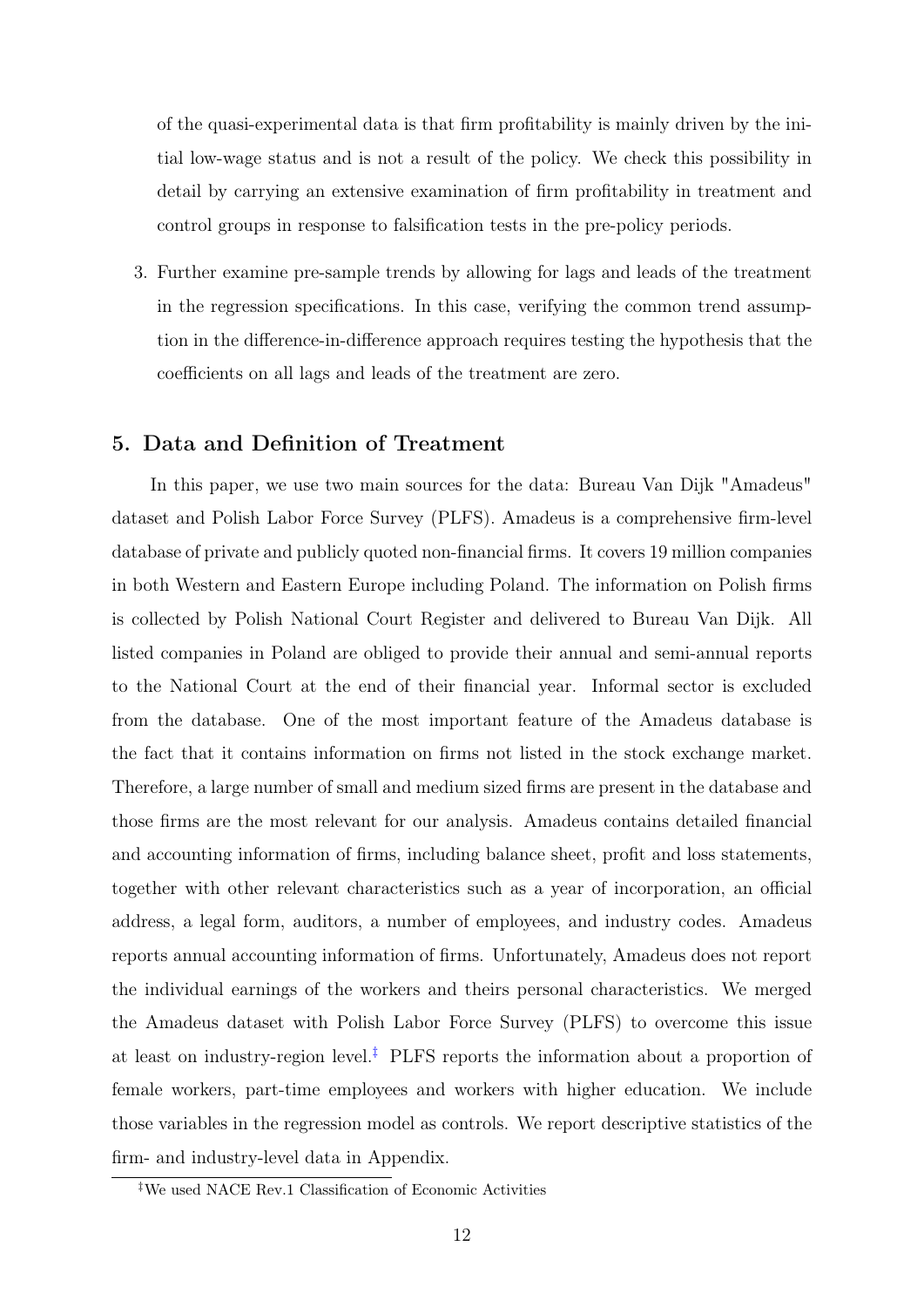of the quasi-experimental data is that firm profitability is mainly driven by the initial low-wage status and is not a result of the policy. We check this possibility in detail by carrying an extensive examination of firm profitability in treatment and control groups in response to falsification tests in the pre-policy periods.

3. Further examine pre-sample trends by allowing for lags and leads of the treatment in the regression specifications. In this case, verifying the common trend assumption in the difference-in-difference approach requires testing the hypothesis that the coefficients on all lags and leads of the treatment are zero.

## 5. Data and Definition of Treatment

In this paper, we use two main sources for the data: Bureau Van Dijk "Amadeus" dataset and Polish Labor Force Survey (PLFS). Amadeus is a comprehensive firm-level database of private and publicly quoted non-financial firms. It covers 19 million companies in both Western and Eastern Europe including Poland. The information on Polish firms is collected by Polish National Court Register and delivered to Bureau Van Dijk. All listed companies in Poland are obliged to provide their annual and semi-annual reports to the National Court at the end of their financial year. Informal sector is excluded from the database. One of the most important feature of the Amadeus database is the fact that it contains information on firms not listed in the stock exchange market. Therefore, a large number of small and medium sized firms are present in the database and those firms are the most relevant for our analysis. Amadeus contains detailed financial and accounting information of firms, including balance sheet, profit and loss statements, together with other relevant characteristics such as a year of incorporation, an official address, a legal form, auditors, a number of employees, and industry codes. Amadeus reports annual accounting information of firms. Unfortunately, Amadeus does not report the individual earnings of the workers and theirs personal characteristics. We merged the Amadeus dataset with Polish Labor Force Survey (PLFS) to overcome this issue at least on industry-region level.[‡] PLFS reports the information about a proportion of female workers, part-time employees and workers with higher education. We include those variables in the regression model as controls. We report descriptive statistics of the firm- and industry-level data in Appendix.

[‡] We used NACE Rev.1 Classification of Economic Activities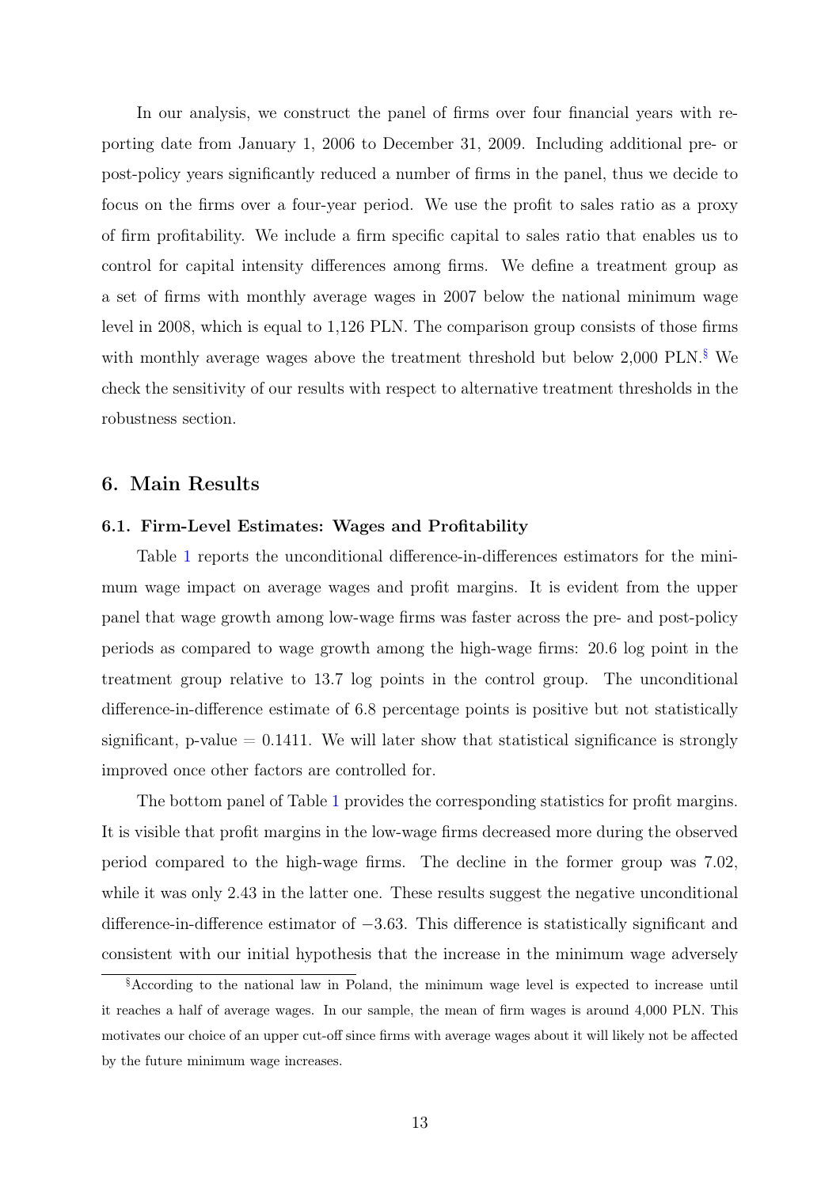In our analysis, we construct the panel of firms over four financial years with reporting date from January 1, 2006 to December 31, 2009. Including additional pre- or post-policy years significantly reduced a number of firms in the panel, thus we decide to focus on the firms over a four-year period. We use the profit to sales ratio as a proxy of firm profitability. We include a firm specific capital to sales ratio that enables us to control for capital intensity differences among firms. We define a treatment group as a set of firms with monthly average wages in 2007 below the national minimum wage level in 2008, which is equal to 1,126 PLN. The comparison group consists of those firms with monthly average wages above the treatment threshold but below 2,000 PLN.[§] We check the sensitivity of our results with respect to alternative treatment thresholds in the robustness section.

## 6. Main Results

### 6.1. Firm-Level Estimates: Wages and Profitability

Table 1 reports the unconditional difference-in-differences estimators for the minimum wage impact on average wages and profit margins. It is evident from the upper panel that wage growth among low-wage firms was faster across the pre- and post-policy periods as compared to wage growth among the high-wage firms: 20.6 log point in the treatment group relative to 13.7 log points in the control group. The unconditional difference-in-difference estimate of 6.8 percentage points is positive but not statistically significant, p-value = 0.1411. We will later show that statistical significance is strongly improved once other factors are controlled for.

The bottom panel of Table 1 provides the corresponding statistics for profit margins. It is visible that profit margins in the low-wage firms decreased more during the observed period compared to the high-wage firms. The decline in the former group was 7.02, while it was only 2.43 in the latter one. These results suggest the negative unconditional difference-in-difference estimator of −3.63. This difference is statistically significant and consistent with our initial hypothesis that the increase in the minimum wage adversely

[§] According to the national law in Poland, the minimum wage level is expected to increase until it reaches a half of average wages. In our sample, the mean of firm wages is around 4,000 PLN. This motivates our choice of an upper cut-off since firms with average wages about it will likely not be affected by the future minimum wage increases.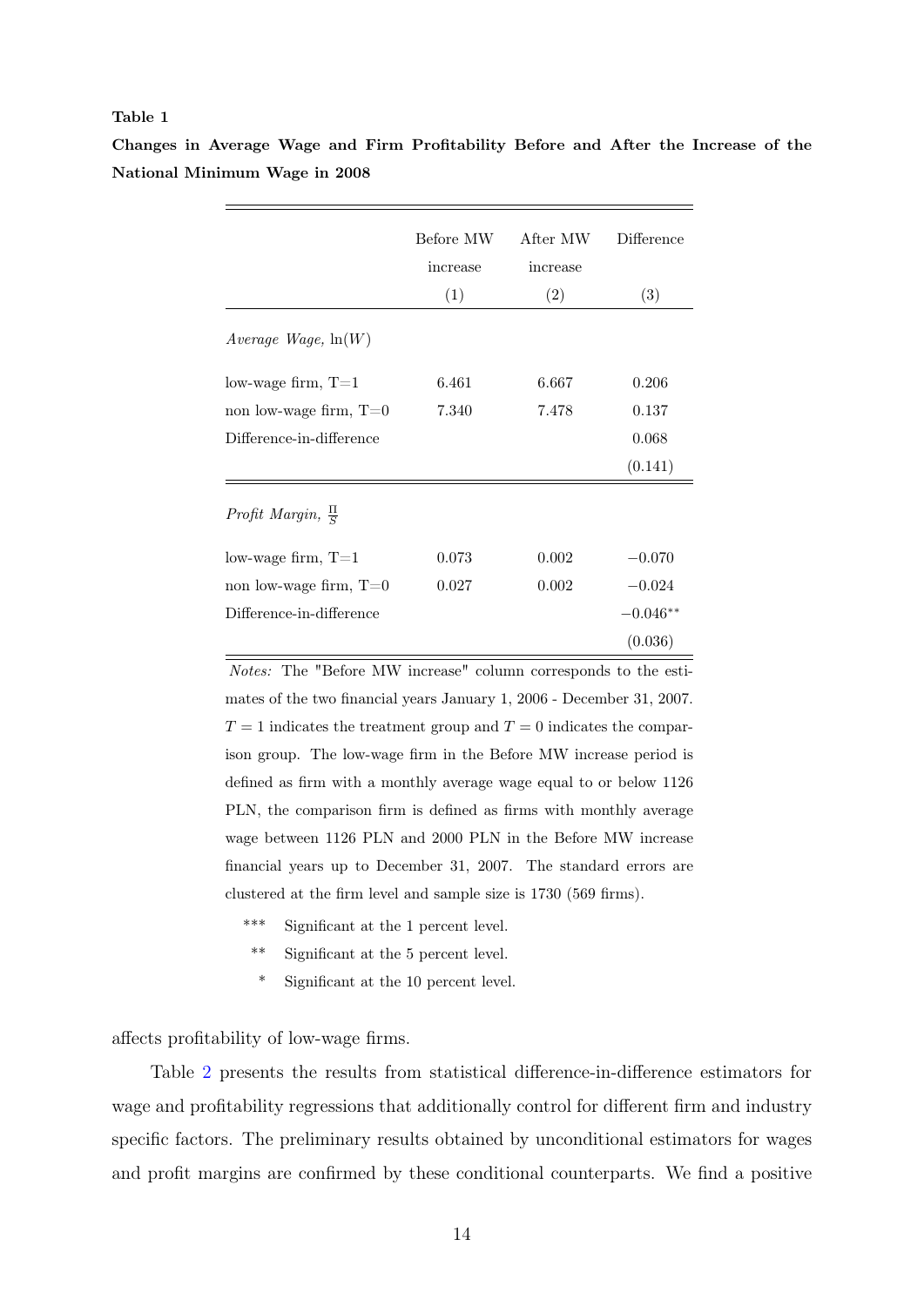**Table 1**

**Changes in Average Wage and Firm Profitability Before and After the Increase of the National Minimum Wage in 2008**

| | Before MW increase | After MW increase | Difference |
|---|---|---|---|
| | (1) | (2) | (3) |
| *Average Wage,* $\ln(W)$ | | | |
| low-wage firm, T=1 | 6.461 | 6.667 | 0.206 |
| non low-wage firm, T=0 | 7.340 | 7.478 | 0.137 |
| Difference-in-difference | | | 0.068 |
| | | | (0.141) |
| *Profit Margin,* $\frac{\Pi}{S}$ | | | |
| low-wage firm, T=1 | 0.073 | 0.002 | −0.070 |
| non low-wage firm, T=0 | 0.027 | 0.002 | −0.024 |
| Difference-in-difference | | | $-0.046^{**}$ |
| | | | (0.036) |

*Notes:* The "Before MW increase" column corresponds to the estimates of the two financial years January 1, 2006 - December 31, 2007. $T = 1$ indicates the treatment group and $T = 0$ indicates the comparison group. The low-wage firm in the Before MW increase period is defined as firm with a monthly average wage equal to or below 1126 PLN, the comparison firm is defined as firms with monthly average wage between 1126 PLN and 2000 PLN in the Before MW increase financial years up to December 31, 2007. The standard errors are clustered at the firm level and sample size is 1730 (569 firms).

*** Significant at the 1 percent level.

** Significant at the 5 percent level.

\* Significant at the 10 percent level.

affects profitability of low-wage firms.

Table 2 presents the results from statistical difference-in-difference estimators for wage and profitability regressions that additionally control for different firm and industry specific factors. The preliminary results obtained by unconditional estimators for wages and profit margins are confirmed by these conditional counterparts. We find a positive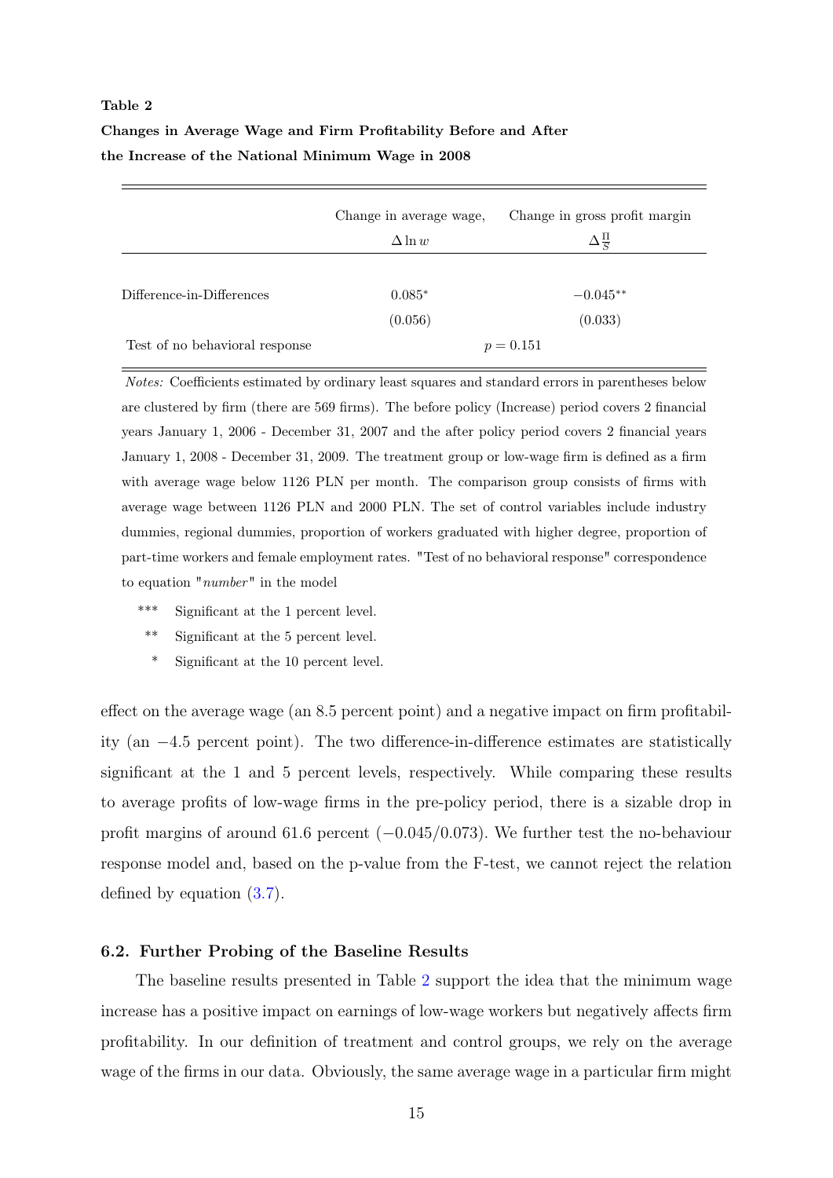**Table 2**

**Changes in Average Wage and Firm Profitability Before and After the Increase of the National Minimum Wage in 2008**

| | Change in average wage, $\Delta \ln w$ | Change in gross profit margin $\Delta \frac{\Pi}{S}$ |
|---|---|---|
| Difference-in-Differences | $0.085^{*}$ | $-0.045^{**}$ |
| | (0.056) | (0.033) |
| Test of no behavioral response | $p = 0.151$ | |

*Notes:* Coefficients estimated by ordinary least squares and standard errors in parentheses below are clustered by firm (there are 569 firms). The before policy (Increase) period covers 2 financial years January 1, 2006 - December 31, 2007 and the after policy period covers 2 financial years January 1, 2008 - December 31, 2009. The treatment group or low-wage firm is defined as a firm with average wage below 1126 PLN per month. The comparison group consists of firms with average wage between 1126 PLN and 2000 PLN. The set of control variables include industry dummies, regional dummies, proportion of workers graduated with higher degree, proportion of part-time workers and female employment rates. "Test of no behavioral response" correspondence to equation "*number*" in the model

- *** Significant at the 1 percent level.
- ** Significant at the 5 percent level.
- * Significant at the 10 percent level.

effect on the average wage (an 8.5 percent point) and a negative impact on firm profitability (an −4.5 percent point). The two difference-in-difference estimates are statistically significant at the 1 and 5 percent levels, respectively. While comparing these results to average profits of low-wage firms in the pre-policy period, there is a sizable drop in profit margins of around 61.6 percent ($-0.045/0.073$). We further test the no-behaviour response model and, based on the p-value from the F-test, we cannot reject the relation defined by equation (3.7).

### 6.2. Further Probing of the Baseline Results

The baseline results presented in Table 2 support the idea that the minimum wage increase has a positive impact on earnings of low-wage workers but negatively affects firm profitability. In our definition of treatment and control groups, we rely on the average wage of the firms in our data. Obviously, the same average wage in a particular firm might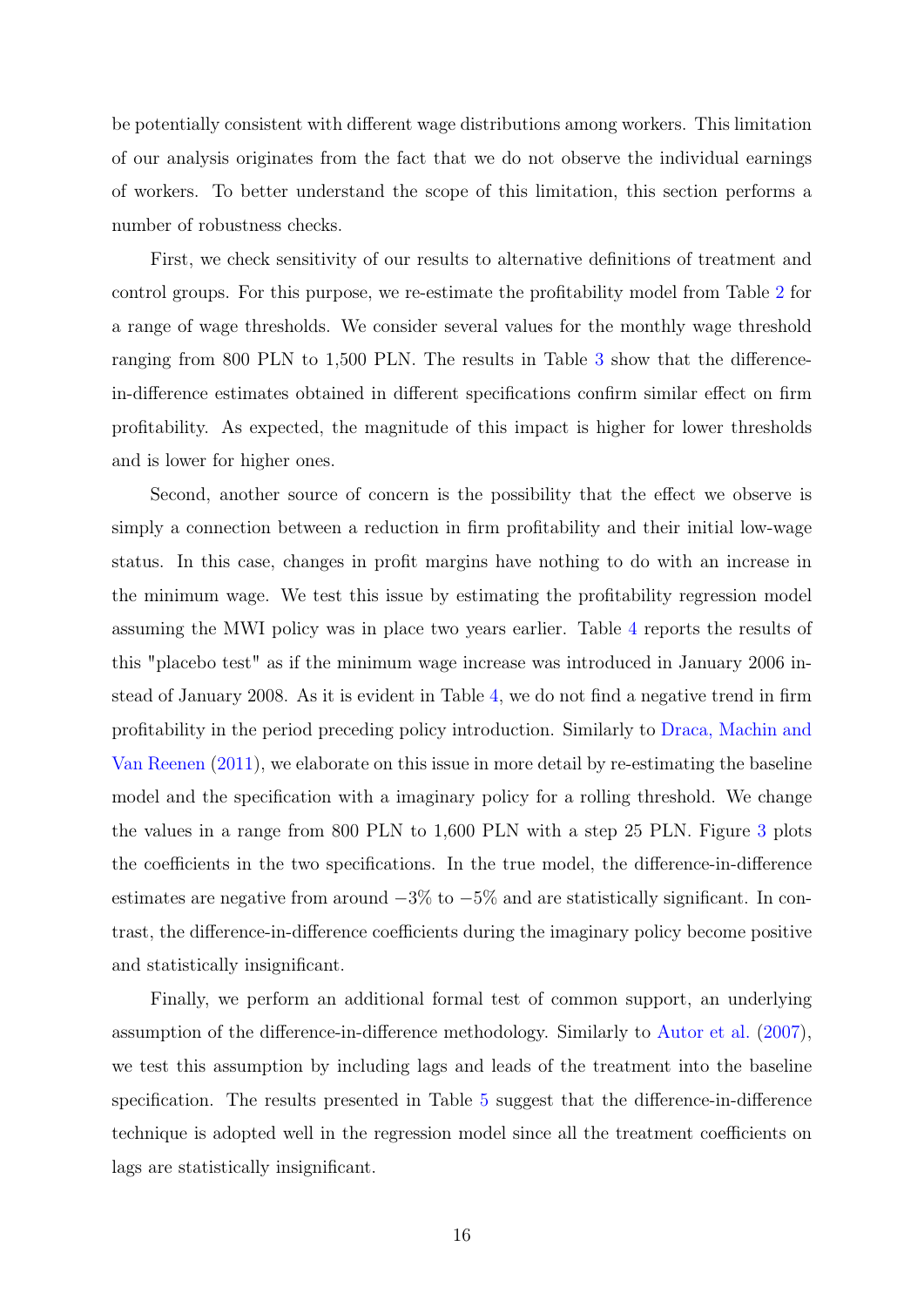be potentially consistent with different wage distributions among workers. This limitation of our analysis originates from the fact that we do not observe the individual earnings of workers. To better understand the scope of this limitation, this section performs a number of robustness checks.

First, we check sensitivity of our results to alternative definitions of treatment and control groups. For this purpose, we re-estimate the profitability model from Table 2 for a range of wage thresholds. We consider several values for the monthly wage threshold ranging from 800 PLN to 1,500 PLN. The results in Table 3 show that the difference-in-difference estimates obtained in different specifications confirm similar effect on firm profitability. As expected, the magnitude of this impact is higher for lower thresholds and is lower for higher ones.

Second, another source of concern is the possibility that the effect we observe is simply a connection between a reduction in firm profitability and their initial low-wage status. In this case, changes in profit margins have nothing to do with an increase in the minimum wage. We test this issue by estimating the profitability regression model assuming the MWI policy was in place two years earlier. Table 4 reports the results of this "placebo test" as if the minimum wage increase was introduced in January 2006 instead of January 2008. As it is evident in Table 4, we do not find a negative trend in firm profitability in the period preceding policy introduction. Similarly to Draca, Machin and Van Reenen (2011), we elaborate on this issue in more detail by re-estimating the baseline model and the specification with a imaginary policy for a rolling threshold. We change the values in a range from 800 PLN to 1,600 PLN with a step 25 PLN. Figure 3 plots the coefficients in the two specifications. In the true model, the difference-in-difference estimates are negative from around $-3\%$ to $-5\%$ and are statistically significant. In contrast, the difference-in-difference coefficients during the imaginary policy become positive and statistically insignificant.

Finally, we perform an additional formal test of common support, an underlying assumption of the difference-in-difference methodology. Similarly to Autor et al. (2007), we test this assumption by including lags and leads of the treatment into the baseline specification. The results presented in Table 5 suggest that the difference-in-difference technique is adopted well in the regression model since all the treatment coefficients on lags are statistically insignificant.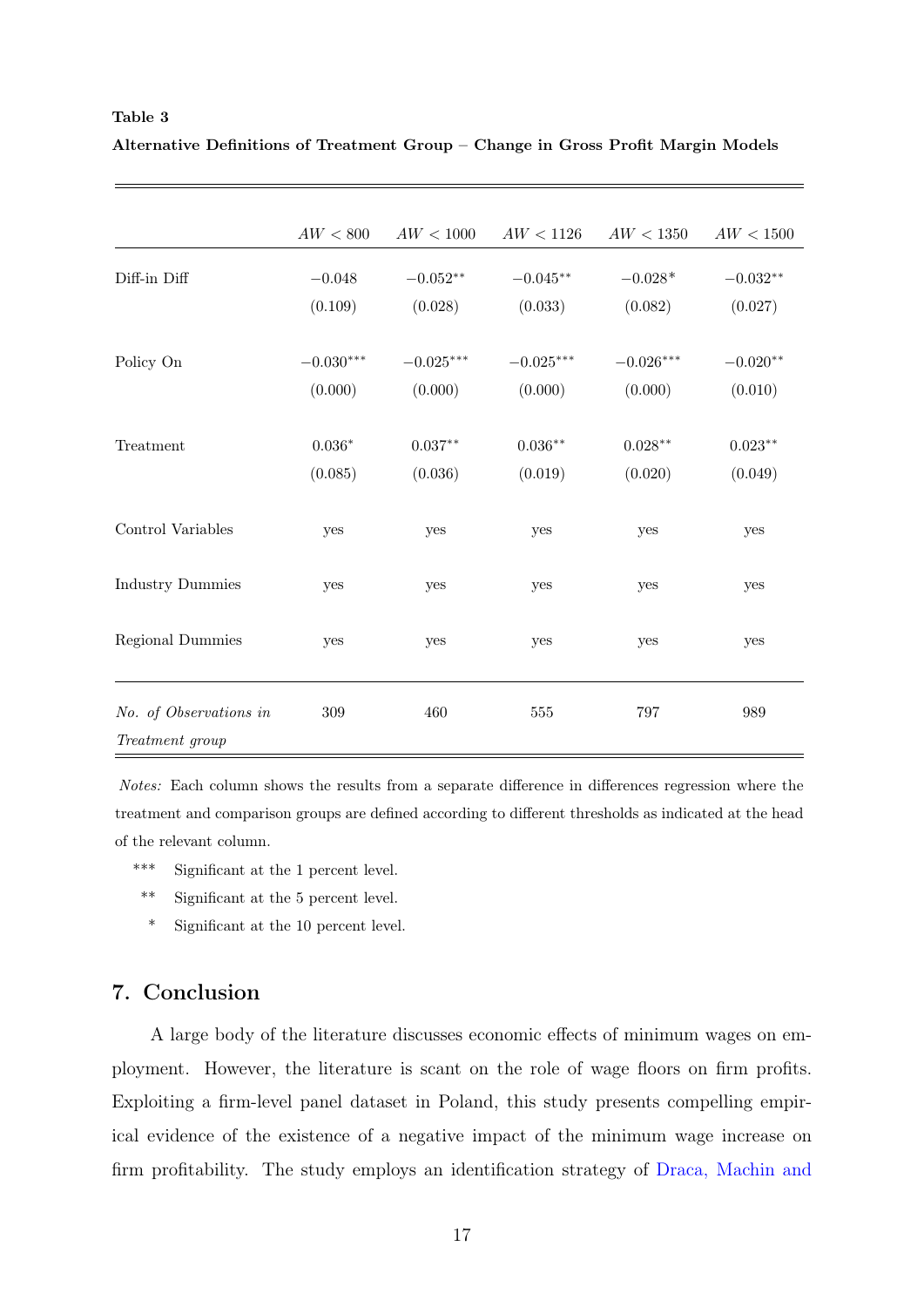**Table 3**

**Alternative Definitions of Treatment Group – Change in Gross Profit Margin Models**

| | $AW < 800$ | $AW < 1000$ | $AW < 1126$ | $AW < 1350$ | $AW < 1500$ |
|---|---|---|---|---|---|
| Diff-in Diff | $-0.048$ | $-0.052^{**}$ | $-0.045^{**}$ | $-0.028^{*}$ | $-0.032^{**}$ |
| | (0.109) | (0.028) | (0.033) | (0.082) | (0.027) |
| Policy On | $-0.030^{***}$ | $-0.025^{***}$ | $-0.025^{***}$ | $-0.026^{***}$ | $-0.020^{**}$ |
| | (0.000) | (0.000) | (0.000) | (0.000) | (0.010) |
| Treatment | $0.036^{*}$ | $0.037^{**}$ | $0.036^{**}$ | $0.028^{**}$ | $0.023^{**}$ |
| | (0.085) | (0.036) | (0.019) | (0.020) | (0.049) |
| Control Variables | yes | yes | yes | yes | yes |
| Industry Dummies | yes | yes | yes | yes | yes |
| Regional Dummies | yes | yes | yes | yes | yes |
| *No. of Observations in Treatment group* | 309 | 460 | 555 | 797 | 989 |

*Notes:* Each column shows the results from a separate difference in differences regression where the treatment and comparison groups are defined according to different thresholds as indicated at the head of the relevant column.

*** Significant at the 1 percent level.

** Significant at the 5 percent level.

\* Significant at the 10 percent level.

## 7. Conclusion

A large body of the literature discusses economic effects of minimum wages on employment. However, the literature is scant on the role of wage floors on firm profits. Exploiting a firm-level panel dataset in Poland, this study presents compelling empirical evidence of the existence of a negative impact of the minimum wage increase on firm profitability. The study employs an identification strategy of Draca, Machin and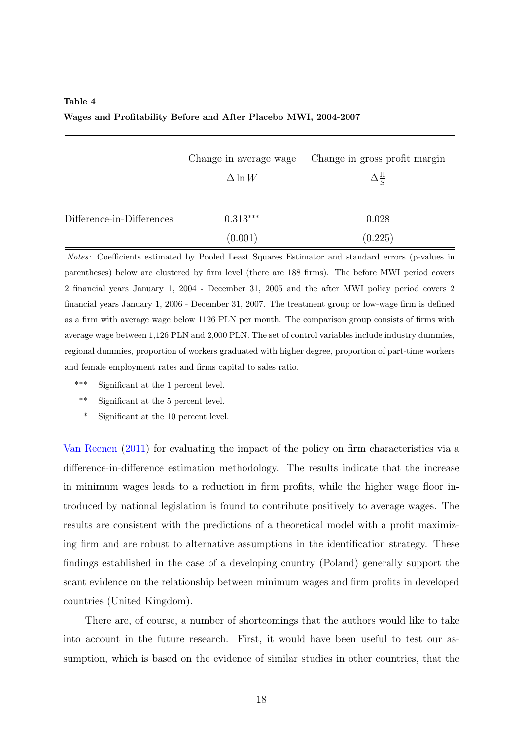**Table 4**

**Wages and Profitability Before and After Placebo MWI, 2004-2007**

| | Change in average wage | Change in gross profit margin |
|---|---|---|
| | $\Delta \ln W$ | $\Delta \frac{\Pi}{S}$ |
| Difference-in-Differences | $0.313^{***}$ | 0.028 |
| | (0.001) | (0.225) |

*Notes:* Coefficients estimated by Pooled Least Squares Estimator and standard errors (p-values in parentheses) below are clustered by firm level (there are 188 firms). The before MWI period covers 2 financial years January 1, 2004 - December 31, 2005 and the after MWI policy period covers 2 financial years January 1, 2006 - December 31, 2007. The treatment group or low-wage firm is defined as a firm with average wage below 1126 PLN per month. The comparison group consists of firms with average wage between 1,126 PLN and 2,000 PLN. The set of control variables include industry dummies, regional dummies, proportion of workers graduated with higher degree, proportion of part-time workers and female employment rates and firms capital to sales ratio.

*** Significant at the 1 percent level.

** Significant at the 5 percent level.

* Significant at the 10 percent level.

Van Reenen (2011) for evaluating the impact of the policy on firm characteristics via a difference-in-difference estimation methodology. The results indicate that the increase in minimum wages leads to a reduction in firm profits, while the higher wage floor introduced by national legislation is found to contribute positively to average wages. The results are consistent with the predictions of a theoretical model with a profit maximizing firm and are robust to alternative assumptions in the identification strategy. These findings established in the case of a developing country (Poland) generally support the scant evidence on the relationship between minimum wages and firm profits in developed countries (United Kingdom).

There are, of course, a number of shortcomings that the authors would like to take into account in the future research. First, it would have been useful to test our assumption, which is based on the evidence of similar studies in other countries, that the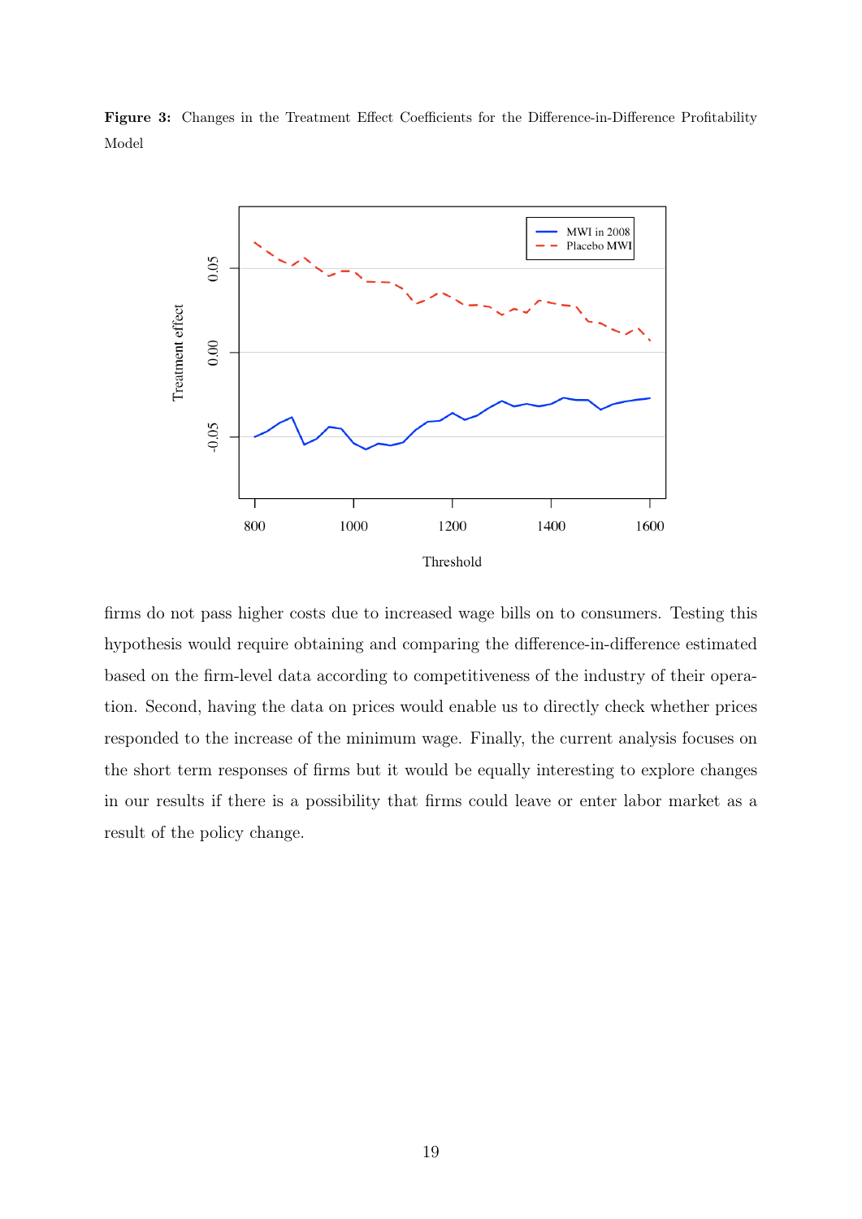**Figure 3:** Changes in the Treatment Effect Coefficients for the Difference-in-Difference Profitability Model

firms do not pass higher costs due to increased wage bills on to consumers. Testing this hypothesis would require obtaining and comparing the difference-in-difference estimated based on the firm-level data according to competitiveness of the industry of their operation. Second, having the data on prices would enable us to directly check whether prices responded to the increase of the minimum wage. Finally, the current analysis focuses on the short term responses of firms but it would be equally interesting to explore changes in our results if there is a possibility that firms could leave or enter labor market as a result of the policy change.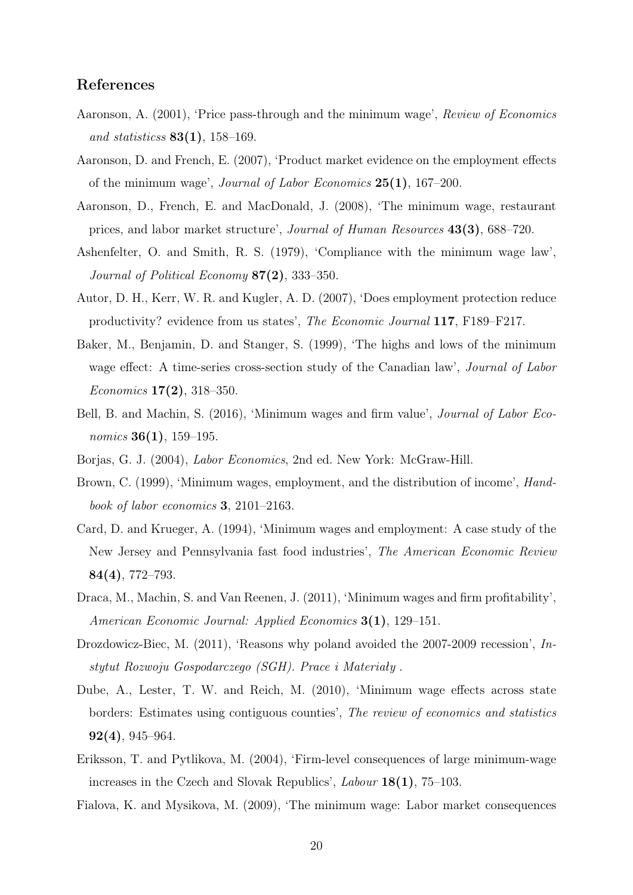## References

Aaronson, A. (2001), 'Price pass-through and the minimum wage', *Review of Economics and statisticss* **83(1)**, 158–169.

Aaronson, D. and French, E. (2007), 'Product market evidence on the employment effects of the minimum wage', *Journal of Labor Economics* **25(1)**, 167–200.

Aaronson, D., French, E. and MacDonald, J. (2008), 'The minimum wage, restaurant prices, and labor market structure', *Journal of Human Resources* **43(3)**, 688–720.

Ashenfelter, O. and Smith, R. S. (1979), 'Compliance with the minimum wage law', *Journal of Political Economy* **87(2)**, 333–350.

Autor, D. H., Kerr, W. R. and Kugler, A. D. (2007), 'Does employment protection reduce productivity? evidence from us states', *The Economic Journal* **117**, F189–F217.

Baker, M., Benjamin, D. and Stanger, S. (1999), 'The highs and lows of the minimum wage effect: A time-series cross-section study of the Canadian law', *Journal of Labor Economics* **17(2)**, 318–350.

Bell, B. and Machin, S. (2016), 'Minimum wages and firm value', *Journal of Labor Economics* **36(1)**, 159–195.

Borjas, G. J. (2004), *Labor Economics*, 2nd ed. New York: McGraw-Hill.

Brown, C. (1999), 'Minimum wages, employment, and the distribution of income', *Handbook of labor economics* **3**, 2101–2163.

Card, D. and Krueger, A. (1994), 'Minimum wages and employment: A case study of the New Jersey and Pennsylvania fast food industries', *The American Economic Review* **84(4)**, 772–793.

Draca, M., Machin, S. and Van Reenen, J. (2011), 'Minimum wages and firm profitability', *American Economic Journal: Applied Economics* **3(1)**, 129–151.

Drozdowicz-Biec, M. (2011), 'Reasons why poland avoided the 2007-2009 recession', *Instytut Rozwoju Gospodarczego (SGH). Prace i Materiały* .

Dube, A., Lester, T. W. and Reich, M. (2010), 'Minimum wage effects across state borders: Estimates using contiguous counties', *The review of economics and statistics* **92(4)**, 945–964.

Eriksson, T. and Pytlikova, M. (2004), 'Firm-level consequences of large minimum-wage increases in the Czech and Slovak Republics', *Labour* **18(1)**, 75–103.

Fialova, K. and Mysikova, M. (2009), 'The minimum wage: Labor market consequences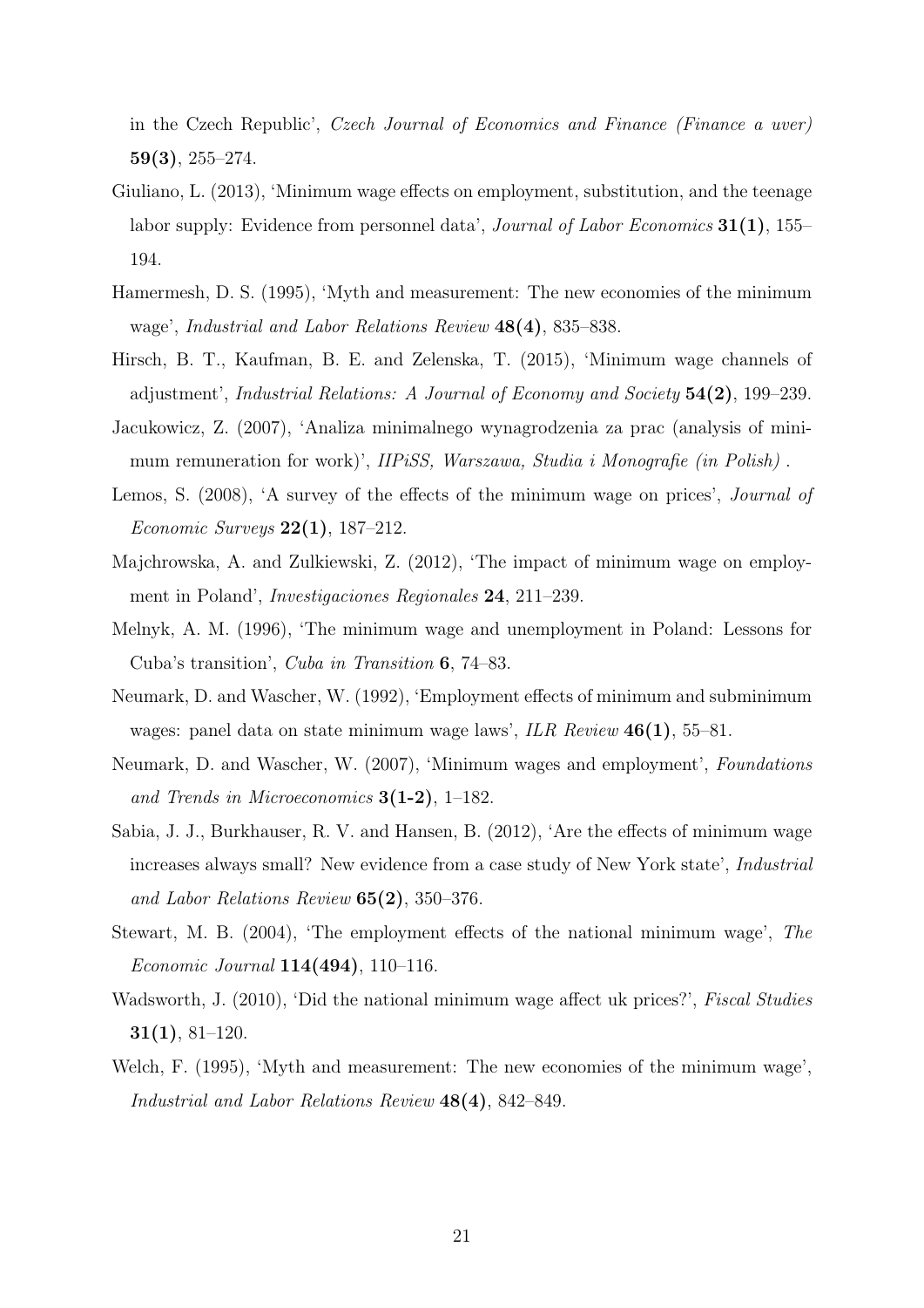in the Czech Republic', *Czech Journal of Economics and Finance (Finance a uver)* **59(3)**, 255–274.

Giuliano, L. (2013), 'Minimum wage effects on employment, substitution, and the teenage labor supply: Evidence from personnel data', *Journal of Labor Economics* **31(1)**, 155–194.

Hamermesh, D. S. (1995), 'Myth and measurement: The new economies of the minimum wage', *Industrial and Labor Relations Review* **48(4)**, 835–838.

Hirsch, B. T., Kaufman, B. E. and Zelenska, T. (2015), 'Minimum wage channels of adjustment', *Industrial Relations: A Journal of Economy and Society* **54(2)**, 199–239.

Jacukowicz, Z. (2007), 'Analiza minimalnego wynagrodzenia za prac (analysis of minimum remuneration for work)', *IIPiSS, Warszawa, Studia i Monografie (in Polish)* .

Lemos, S. (2008), 'A survey of the effects of the minimum wage on prices', *Journal of Economic Surveys* **22(1)**, 187–212.

Majchrowska, A. and Zulkiewski, Z. (2012), 'The impact of minimum wage on employment in Poland', *Investigaciones Regionales* **24**, 211–239.

Melnyk, A. M. (1996), 'The minimum wage and unemployment in Poland: Lessons for Cuba's transition', *Cuba in Transition* **6**, 74–83.

Neumark, D. and Wascher, W. (1992), 'Employment effects of minimum and subminimum wages: panel data on state minimum wage laws', *ILR Review* **46(1)**, 55–81.

Neumark, D. and Wascher, W. (2007), 'Minimum wages and employment', *Foundations and Trends in Microeconomics* **3(1-2)**, 1–182.

Sabia, J. J., Burkhauser, R. V. and Hansen, B. (2012), 'Are the effects of minimum wage increases always small? New evidence from a case study of New York state', *Industrial and Labor Relations Review* **65(2)**, 350–376.

Stewart, M. B. (2004), 'The employment effects of the national minimum wage', *The Economic Journal* **114(494)**, 110–116.

Wadsworth, J. (2010), 'Did the national minimum wage affect uk prices?', *Fiscal Studies* **31(1)**, 81–120.

Welch, F. (1995), 'Myth and measurement: The new economies of the minimum wage', *Industrial and Labor Relations Review* **48(4)**, 842–849.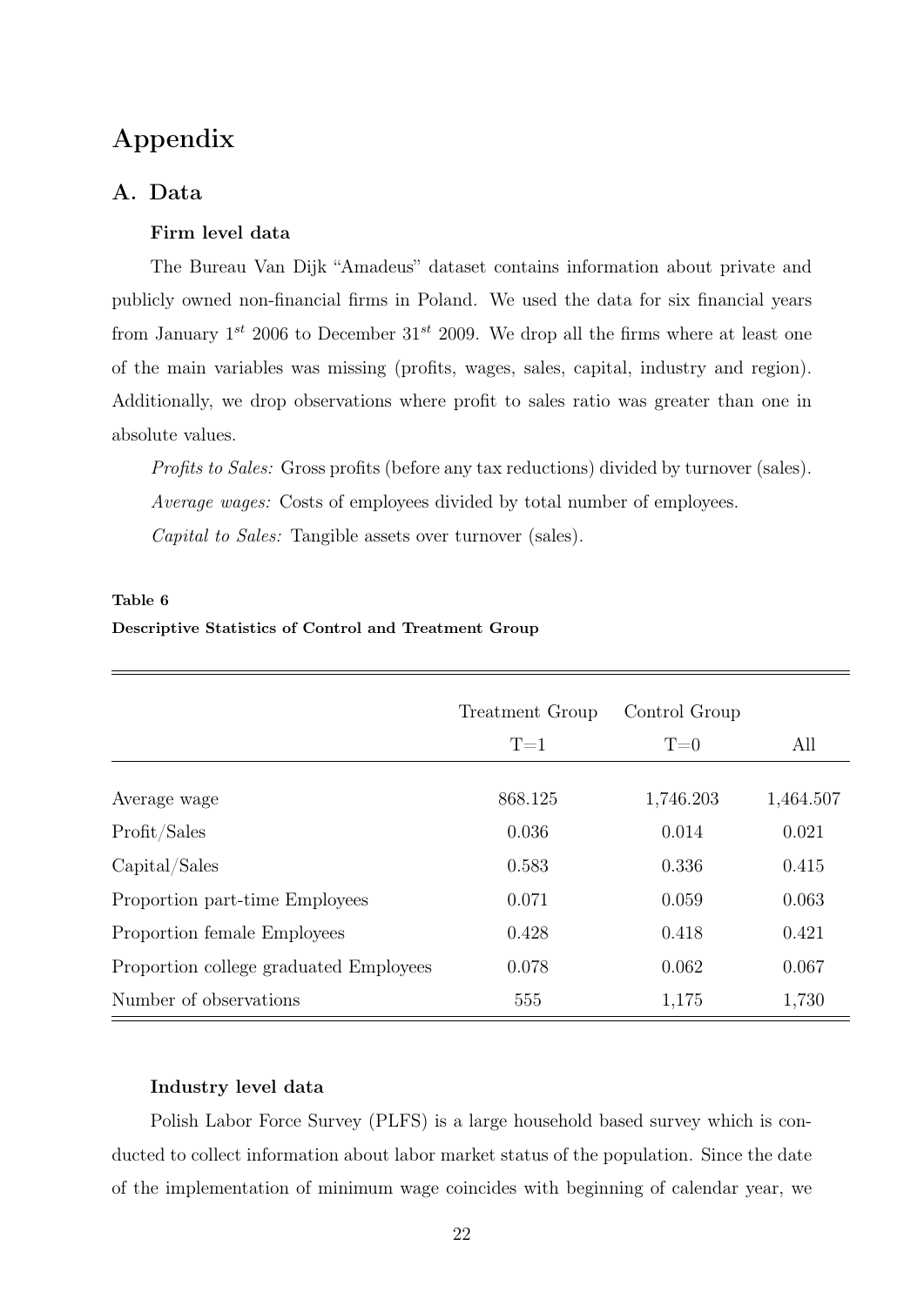# Appendix

## A. Data

### Firm level data

The Bureau Van Dijk "Amadeus" dataset contains information about private and publicly owned non-financial firms in Poland. We used the data for six financial years from January $1^{st}$ 2006 to December $31^{st}$ 2009. We drop all the firms where at least one of the main variables was missing (profits, wages, sales, capital, industry and region). Additionally, we drop observations where profit to sales ratio was greater than one in absolute values.

*Profits to Sales:* Gross profits (before any tax reductions) divided by turnover (sales).

*Average wages:* Costs of employees divided by total number of employees.

*Capital to Sales:* Tangible assets over turnover (sales).

**Table 6**

**Descriptive Statistics of Control and Treatment Group**

| | Treatment Group T=1 | Control Group T=0 | All |
|---|---|---|---|
| Average wage | 868.125 | 1,746.203 | 1,464.507 |
| Profit/Sales | 0.036 | 0.014 | 0.021 |
| Capital/Sales | 0.583 | 0.336 | 0.415 |
| Proportion part-time Employees | 0.071 | 0.059 | 0.063 |
| Proportion female Employees | 0.428 | 0.418 | 0.421 |
| Proportion college graduated Employees | 0.078 | 0.062 | 0.067 |
| Number of observations | 555 | 1,175 | 1,730 |

### Industry level data

Polish Labor Force Survey (PLFS) is a large household based survey which is conducted to collect information about labor market status of the population. Since the date of the implementation of minimum wage coincides with beginning of calendar year, we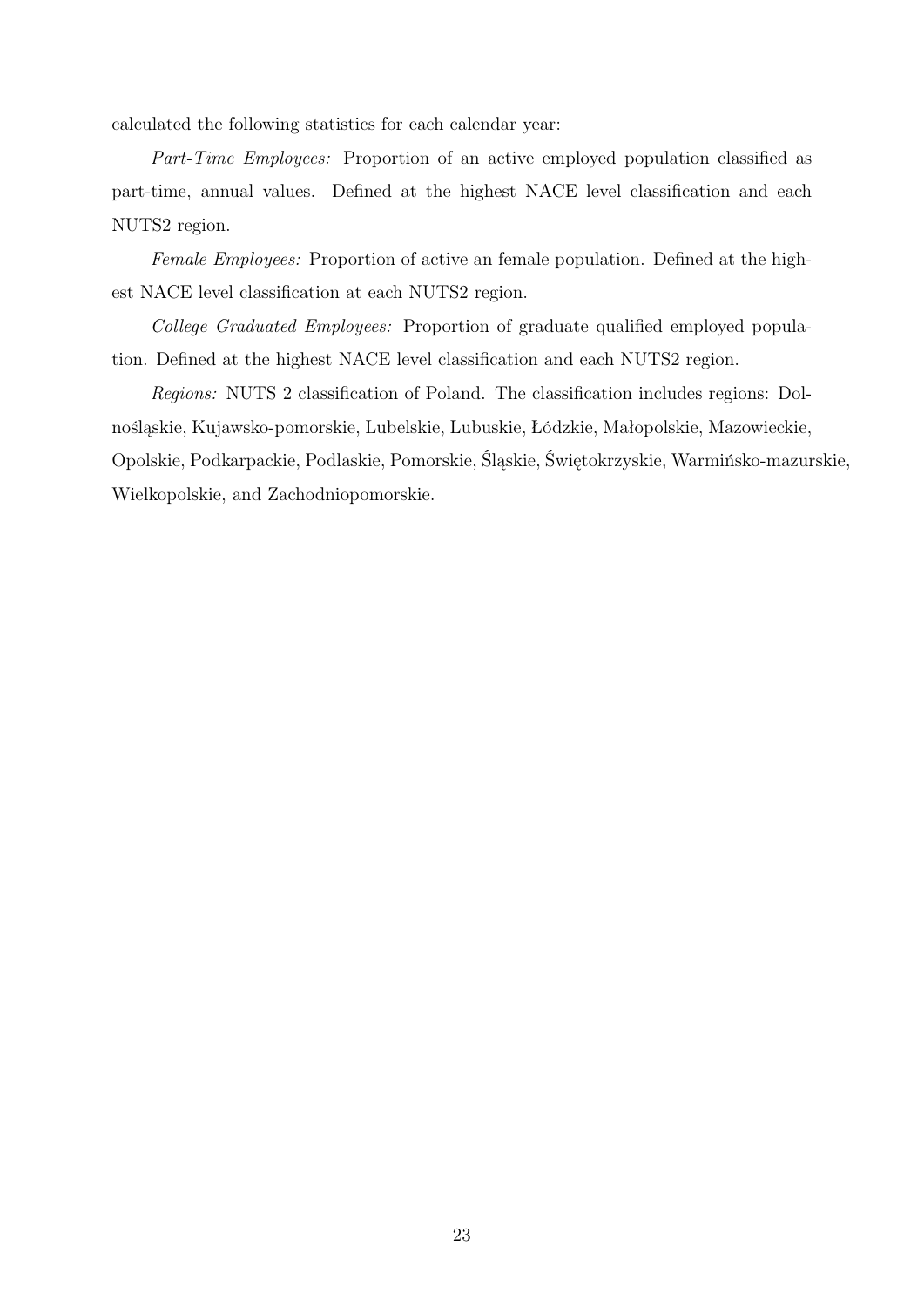calculated the following statistics for each calendar year:

*Part-Time Employees:* Proportion of an active employed population classified as part-time, annual values. Defined at the highest NACE level classification and each NUTS2 region.

*Female Employees:* Proportion of active an female population. Defined at the highest NACE level classification at each NUTS2 region.

*College Graduated Employees:* Proportion of graduate qualified employed population. Defined at the highest NACE level classification and each NUTS2 region.

*Regions:* NUTS 2 classification of Poland. The classification includes regions: Dolnośląskie, Kujawsko-pomorskie, Lubelskie, Lubuskie, Łódzkie, Małopolskie, Mazowieckie, Opolskie, Podkarpackie, Podlaskie, Pomorskie, Śląskie, Świętokrzyskie, Warmińsko-mazurskie, Wielkopolskie, and Zachodniopomorskie.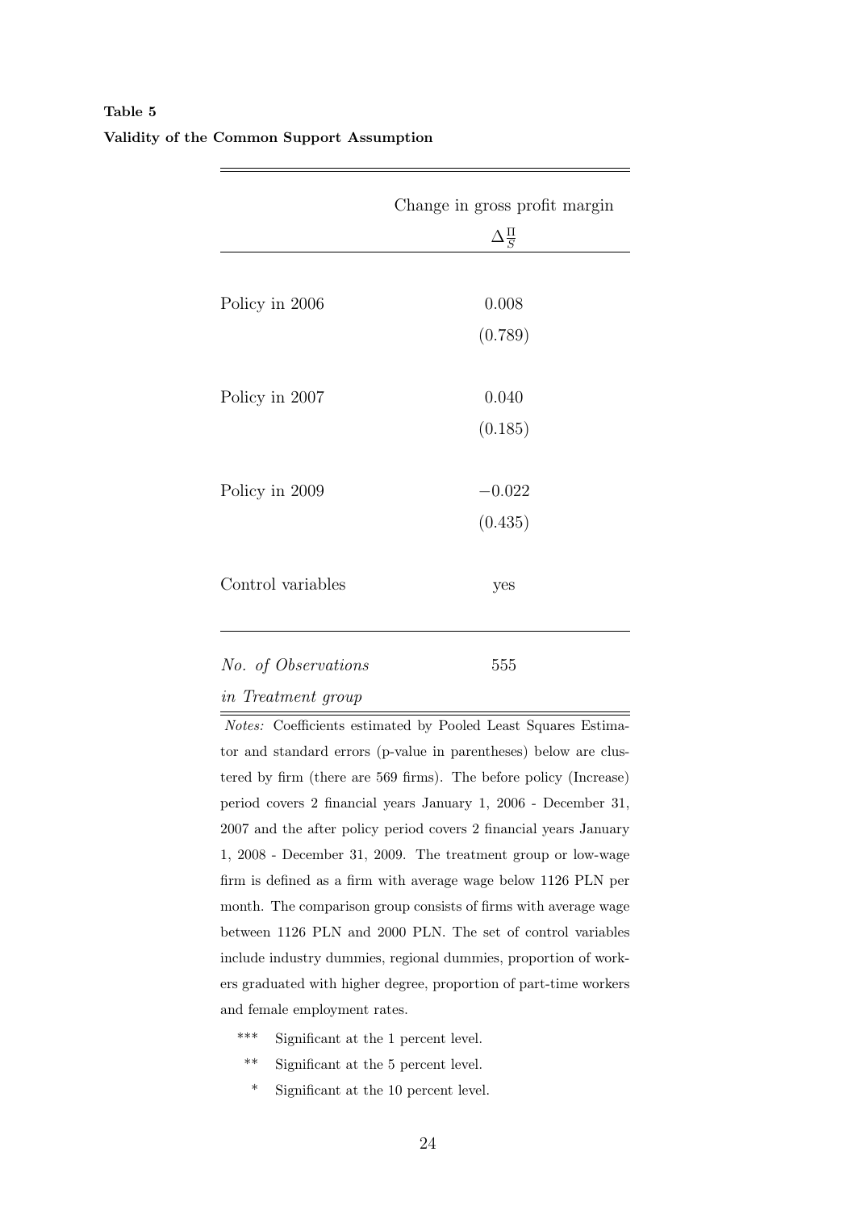**Table 5**

**Validity of the Common Support Assumption**

| | Change in gross profit margin $\Delta\frac{\Pi}{S}$ |
|---|---|
| Policy in 2006 | 0.008 |
| | (0.789) |
| Policy in 2007 | 0.040 |
| | (0.185) |
| Policy in 2009 | $-0.022$ |
| | (0.435) |
| Control variables | yes |
| *No. of Observations in Treatment group* | 555 |

*Notes:* Coefficients estimated by Pooled Least Squares Estimator and standard errors (p-value in parentheses) below are clustered by firm (there are 569 firms). The before policy (Increase) period covers 2 financial years January 1, 2006 - December 31, 2007 and the after policy period covers 2 financial years January 1, 2008 - December 31, 2009. The treatment group or low-wage firm is defined as a firm with average wage below 1126 PLN per month. The comparison group consists of firms with average wage between 1126 PLN and 2000 PLN. The set of control variables include industry dummies, regional dummies, proportion of workers graduated with higher degree, proportion of part-time workers and female employment rates.

*** Significant at the 1 percent level.

** Significant at the 5 percent level.

* Significant at the 10 percent level.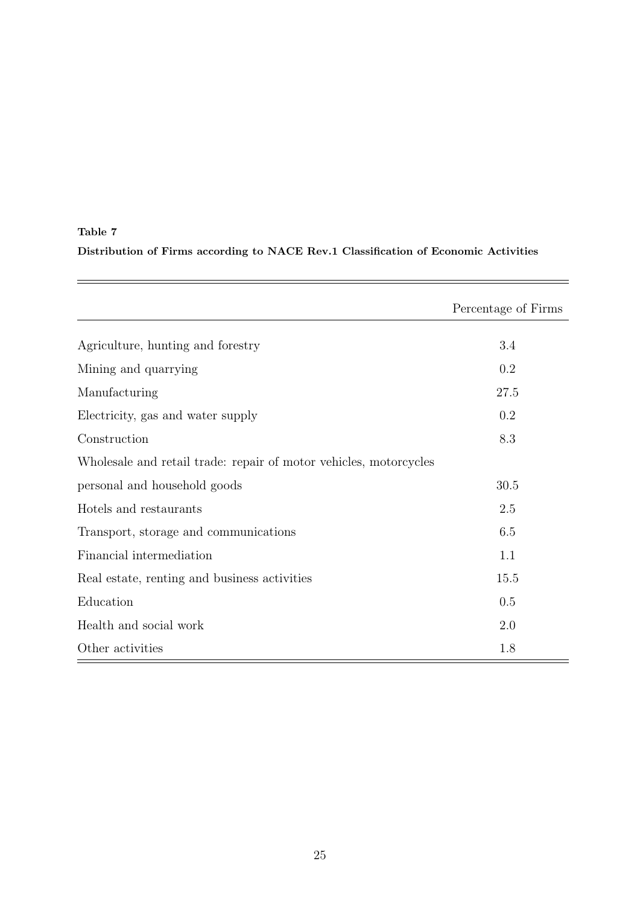**Table 7**

**Distribution of Firms according to NACE Rev.1 Classification of Economic Activities**

| | Percentage of Firms |
|---|---|
| Agriculture, hunting and forestry | 3.4 |
| Mining and quarrying | 0.2 |
| Manufacturing | 27.5 |
| Electricity, gas and water supply | 0.2 |
| Construction | 8.3 |
| Wholesale and retail trade: repair of motor vehicles, motorcycles personal and household goods | 30.5 |
| Hotels and restaurants | 2.5 |
| Transport, storage and communications | 6.5 |
| Financial intermediation | 1.1 |
| Real estate, renting and business activities | 15.5 |
| Education | 0.5 |
| Health and social work | 2.0 |
| Other activities | 1.8 |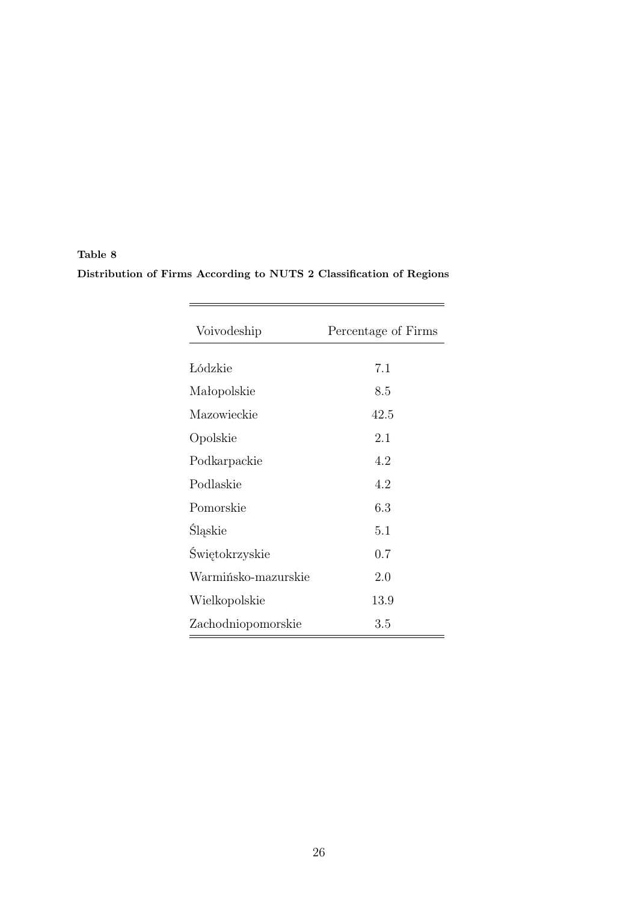**Table 8**

**Distribution of Firms According to NUTS 2 Classification of Regions**

| Voivodeship | Percentage of Firms |
|---|---|
| Łódzkie | 7.1 |
| Małopolskie | 8.5 |
| Mazowieckie | 42.5 |
| Opolskie | 2.1 |
| Podkarpackie | 4.2 |
| Podlaskie | 4.2 |
| Pomorskie | 6.3 |
| Śląskie | 5.1 |
| Świętokrzyskie | 0.7 |
| Warmińsko-mazurskie | 2.0 |
| Wielkopolskie | 13.9 |
| Zachodniopomorskie | 3.5 |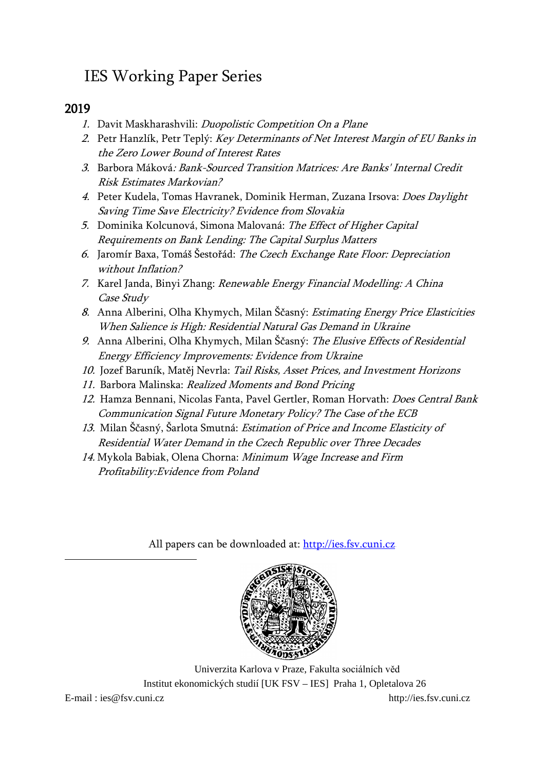# IES Working Paper Series

## 2019

1. Davit Maskharashvili: *Duopolistic Competition On a Plane*
2. Petr Hanzlík, Petr Teplý: *Key Determinants of Net Interest Margin of EU Banks in the Zero Lower Bound of Interest Rates*
3. Barbora Máková*: Bank-Sourced Transition Matrices: Are Banks' Internal Credit Risk Estimates Markovian?*
4. Peter Kudela, Tomas Havranek, Dominik Herman, Zuzana Irsova: *Does Daylight Saving Time Save Electricity? Evidence from Slovakia*
5. Dominika Kolcunová, Simona Malovaná: *The Effect of Higher Capital Requirements on Bank Lending: The Capital Surplus Matters*
6. Jaromír Baxa, Tomáš Šestořád: *The Czech Exchange Rate Floor: Depreciation without Inflation?*
7. Karel Janda, Binyi Zhang: *Renewable Energy Financial Modelling: A China Case Study*
8. Anna Alberini, Olha Khymych, Milan Ščasný: *Estimating Energy Price Elasticities When Salience is High: Residential Natural Gas Demand in Ukraine*
9. Anna Alberini, Olha Khymych, Milan Ščasný: *The Elusive Effects of Residential Energy Efficiency Improvements: Evidence from Ukraine*
10. Jozef Baruník, Matěj Nevrla: *Tail Risks, Asset Prices, and Investment Horizons*
11. Barbora Malinska: *Realized Moments and Bond Pricing*
12. Hamza Bennani, Nicolas Fanta, Pavel Gertler, Roman Horvath: *Does Central Bank Communication Signal Future Monetary Policy? The Case of the ECB*
13. Milan Ščasný, Šarlota Smutná: *Estimation of Price and Income Elasticity of Residential Water Demand in the Czech Republic over Three Decades*
14. Mykola Babiak, Olena Chorna: *Minimum Wage Increase and Firm Profitability:Evidence from Poland*

All papers can be downloaded at: [http://ies.fsv.cuni.cz](http://ies.fsv.cuni.cz)

Univerzita Karlova v Praze, Fakulta sociálních věd

Institut ekonomických studií [UK FSV – IES] Praha 1, Opletalova 26

E-mail : ies@fsv.cuni.cz http://ies.fsv.cuni.cz